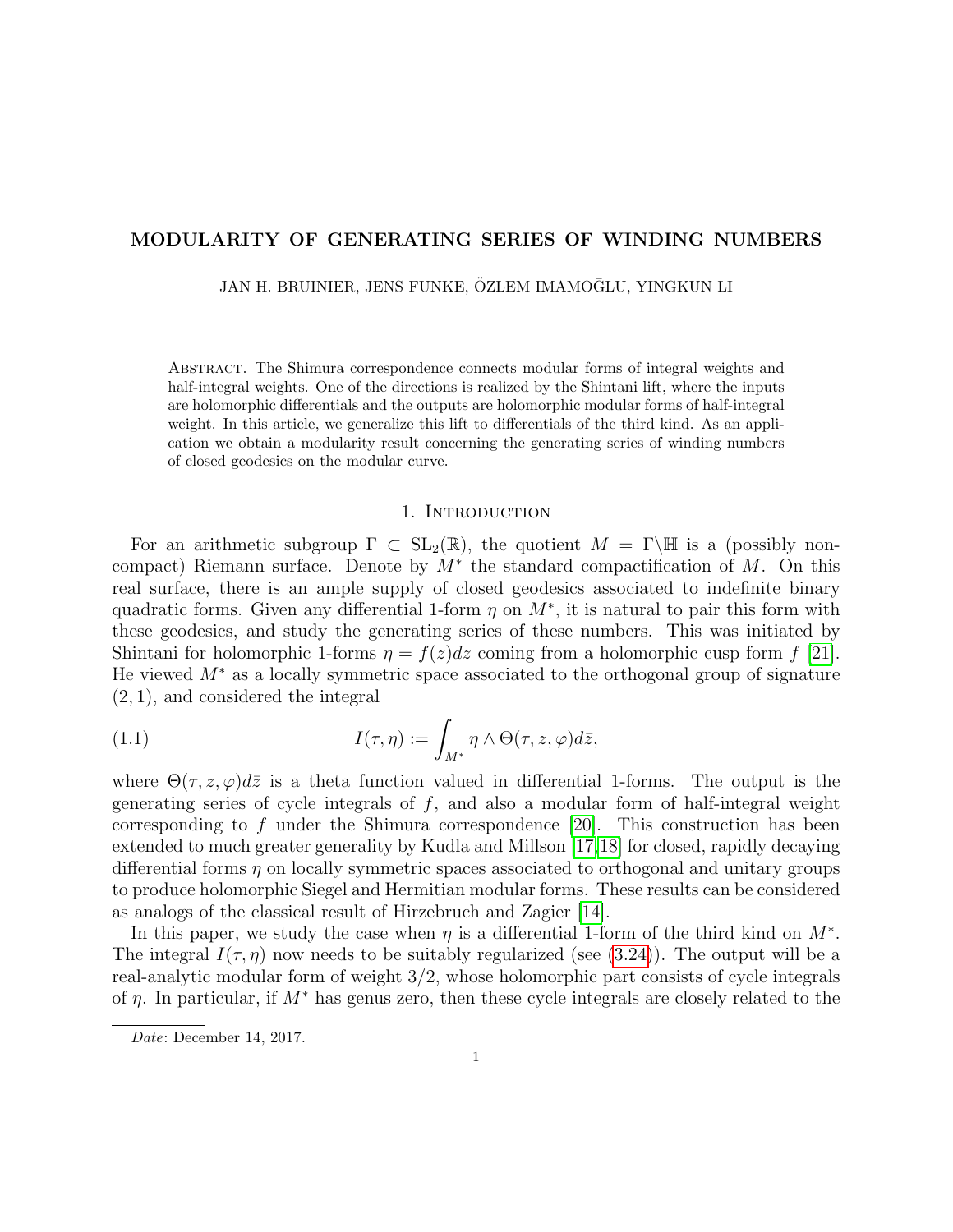# MODULARITY OF GENERATING SERIES OF WINDING NUMBERS

JAN H. BRUINIER, JENS FUNKE, ÖZLEM IMAMOĞLU, YINGKUN LI

Abstract. The Shimura correspondence connects modular forms of integral weights and half-integral weights. One of the directions is realized by the Shintani lift, where the inputs are holomorphic differentials and the outputs are holomorphic modular forms of half-integral weight. In this article, we generalize this lift to differentials of the third kind. As an application we obtain a modularity result concerning the generating series of winding numbers of closed geodesics on the modular curve.

## 1. Introduction

For an arithmetic subgroup $\Gamma \subset \mathrm{SL}_2(\mathbb{R})$, the quotient $M = \Gamma\backslash\mathbb{H}$ is a (possibly non-compact) Riemann surface. Denote by $M^*$ the standard compactification of $M$. On this real surface, there is an ample supply of closed geodesics associated to indefinite binary quadratic forms. Given any differential 1-form $\eta$ on $M^*$, it is natural to pair this form with these geodesics, and study the generating series of these numbers. This was initiated by Shintani for holomorphic 1-forms $\eta = f(z)dz$ coming from a holomorphic cusp form $f$ [21]. He viewed $M^*$ as a locally symmetric space associated to the orthogonal group of signature $(2, 1)$, and considered the integral

$$I(\tau, \eta) := \int_{M^*} \eta \wedge \Theta(\tau, z, \varphi) d\bar{z}, \tag{1.1}$$

where $\Theta(\tau, z, \varphi)d\bar{z}$ is a theta function valued in differential 1-forms. The output is the generating series of cycle integrals of $f$, and also a modular form of half-integral weight corresponding to $f$ under the Shimura correspondence [20]. This construction has been extended to much greater generality by Kudla and Millson [17,18] for closed, rapidly decaying differential forms $\eta$ on locally symmetric spaces associated to orthogonal and unitary groups to produce holomorphic Siegel and Hermitian modular forms. These results can be considered as analogs of the classical result of Hirzebruch and Zagier [14].

In this paper, we study the case when $\eta$ is a differential 1-form of the third kind on $M^*$. The integral $I(\tau, \eta)$ now needs to be suitably regularized (see (3.24)). The output will be a real-analytic modular form of weight 3/2, whose holomorphic part consists of cycle integrals of $\eta$. In particular, if $M^*$ has genus zero, then these cycle integrals are closely related to the

*Date*: December 14, 2017.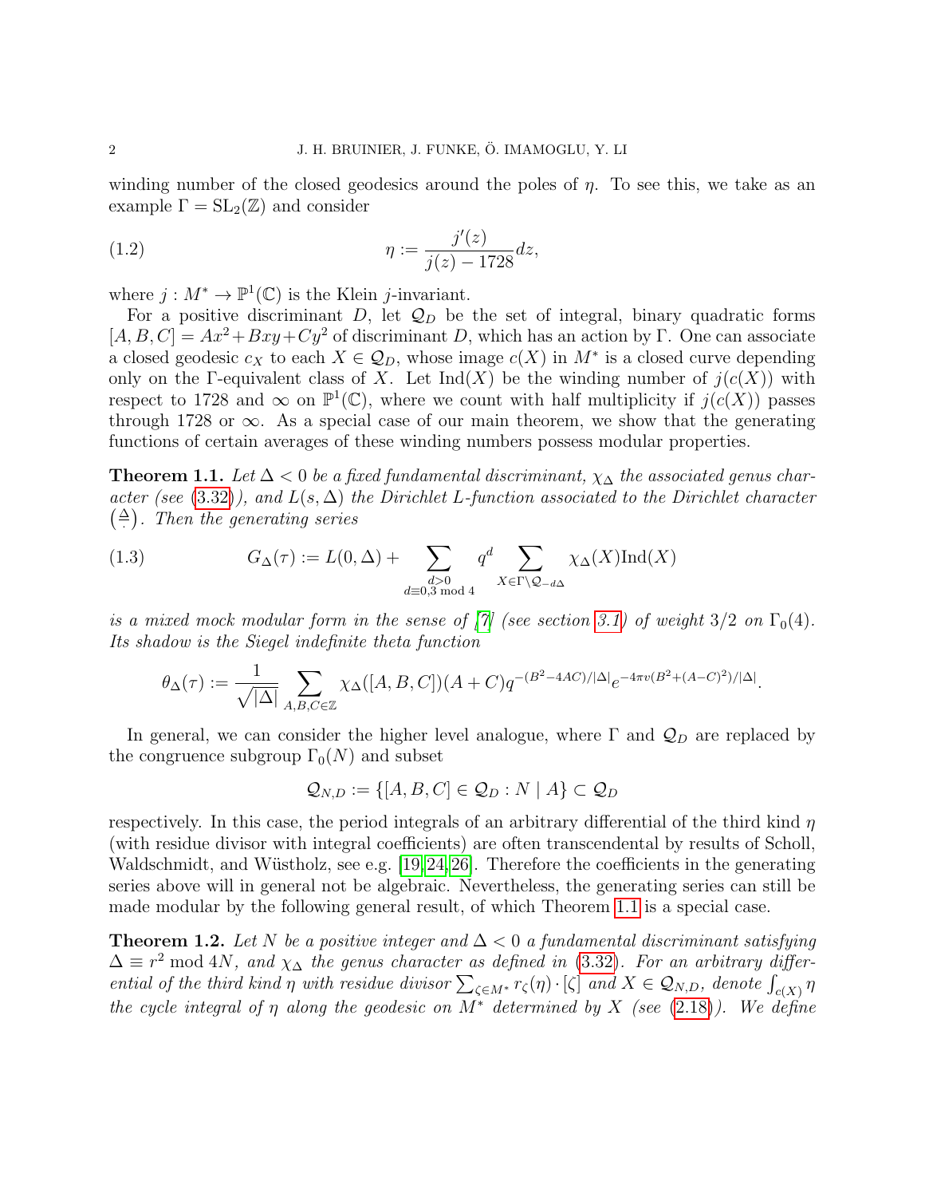winding number of the closed geodesics around the poles of $\eta$. To see this, we take as an example $\Gamma = \mathrm{SL}_2(\mathbb{Z})$ and consider

$$\eta := \frac{j'(z)}{j(z) - 1728} dz, \tag{1.2}$$

where $j : M^* \to \mathbb{P}^1(\mathbb{C})$ is the Klein $j$-invariant.

For a positive discriminant $D$, let $\mathcal{Q}_D$ be the set of integral, binary quadratic forms $[A, B, C] = Ax^2 + Bxy + Cy^2$ of discriminant $D$, which has an action by $\Gamma$. One can associate a closed geodesic $c_X$ to each $X \in \mathcal{Q}_D$, whose image $c(X)$ in $M^*$ is a closed curve depending only on the $\Gamma$-equivalent class of $X$. Let $\mathrm{Ind}(X)$ be the winding number of $j(c(X))$ with respect to 1728 and $\infty$ on $\mathbb{P}^1(\mathbb{C})$, where we count with half multiplicity if $j(c(X))$ passes through 1728 or $\infty$. As a special case of our main theorem, we show that the generating functions of certain averages of these winding numbers possess modular properties.

**Theorem 1.1.** *Let $\Delta < 0$ be a fixed fundamental discriminant, $\chi_\Delta$ the associated genus character (see (3.32)), and $L(s, \Delta)$ the Dirichlet L-function associated to the Dirichlet character $\left(\frac{\Delta}{\cdot}\right)$. Then the generating series*

$$G_\Delta(\tau) := L(0, \Delta) + \sum_{\substack{d>0 \\ d \equiv 0,3 \bmod 4}} q^d \sum_{X \in \Gamma \backslash \mathcal{Q}_{-d\Delta}} \chi_\Delta(X) \mathrm{Ind}(X) \tag{1.3}$$

*is a mixed mock modular form in the sense of [7] (see section 3.1) of weight $3/2$ on $\Gamma_0(4)$. Its shadow is the Siegel indefinite theta function*

$$\theta_\Delta(\tau) := \frac{1}{\sqrt{|\Delta|}} \sum_{A,B,C \in \mathbb{Z}} \chi_\Delta([A, B, C])(A + C) q^{-(B^2 - 4AC)/|\Delta|} e^{-4\pi v(B^2 + (A-C)^2)/|\Delta|}.$$

In general, we can consider the higher level analogue, where $\Gamma$ and $\mathcal{Q}_D$ are replaced by the congruence subgroup $\Gamma_0(N)$ and subset

$$\mathcal{Q}_{N,D} := \{[A, B, C] \in \mathcal{Q}_D : N \mid A\} \subset \mathcal{Q}_D$$

respectively. In this case, the period integrals of an arbitrary differential of the third kind $\eta$ (with residue divisor with integral coefficients) are often transcendental by results of Scholl, Waldschmidt, and Wüstholz, see e.g. [19, 24, 26]. Therefore the coefficients in the generating series above will in general not be algebraic. Nevertheless, the generating series can still be made modular by the following general result, of which Theorem 1.1 is a special case.

**Theorem 1.2.** *Let $N$ be a positive integer and $\Delta < 0$ a fundamental discriminant satisfying $\Delta \equiv r^2 \bmod 4N$, and $\chi_\Delta$ the genus character as defined in (3.32). For an arbitrary differential of the third kind $\eta$ with residue divisor $\sum_{\zeta \in M^*} r_\zeta(\eta) \cdot [\zeta]$ and $X \in \mathcal{Q}_{N,D}$, denote $\int_{c(X)} \eta$ the cycle integral of $\eta$ along the geodesic on $M^*$ determined by $X$ (see (2.18)). We define*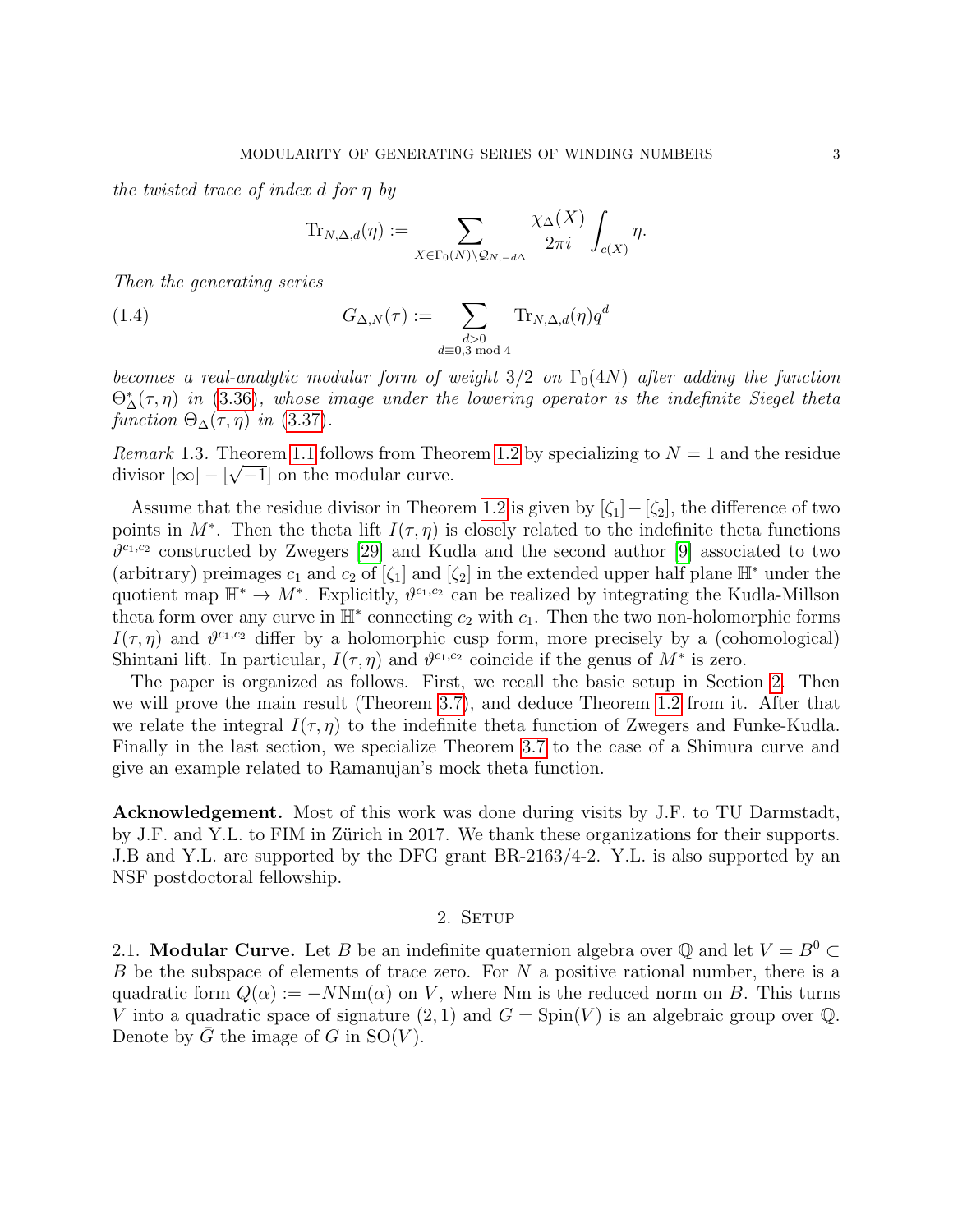*the twisted trace of index $d$ for $\eta$ by*

$$\mathrm{Tr}_{N,\Delta,d}(\eta) := \sum_{X \in \Gamma_0(N) \backslash \mathcal{Q}_{N,-d\Delta}} \frac{\chi_\Delta(X)}{2\pi i} \int_{c(X)} \eta.$$

*Then the generating series*

$$G_{\Delta,N}(\tau) := \sum_{\substack{d>0 \\ d \equiv 0,3 \bmod 4}} \mathrm{Tr}_{N,\Delta,d}(\eta) q^d \tag{1.4}$$

*becomes a real-analytic modular form of weight $3/2$ on $\Gamma_0(4N)$ after adding the function $\Theta^*_\Delta(\tau, \eta)$ in (3.36), whose image under the lowering operator is the indefinite Siegel theta function $\Theta_\Delta(\tau, \eta)$ in (3.37).*

*Remark* 1.3. Theorem 1.1 follows from Theorem 1.2 by specializing to $N = 1$ and the residue divisor $[\infty] - [\sqrt{-1}]$ on the modular curve.

Assume that the residue divisor in Theorem 1.2 is given by $[\zeta_1] - [\zeta_2]$, the difference of two points in $M^*$. Then the theta lift $I(\tau, \eta)$ is closely related to the indefinite theta functions $\vartheta^{c_1,c_2}$ constructed by Zwegers [29] and Kudla and the second author [9] associated to two (arbitrary) preimages $c_1$ and $c_2$ of $[\zeta_1]$ and $[\zeta_2]$ in the extended upper half plane $\mathbb{H}^*$ under the quotient map $\mathbb{H}^* \to M^*$. Explicitly, $\vartheta^{c_1,c_2}$ can be realized by integrating the Kudla-Millson theta form over any curve in $\mathbb{H}^*$ connecting $c_2$ with $c_1$. Then the two non-holomorphic forms $I(\tau, \eta)$ and $\vartheta^{c_1,c_2}$ differ by a holomorphic cusp form, more precisely by a (cohomological) Shintani lift. In particular, $I(\tau, \eta)$ and $\vartheta^{c_1,c_2}$ coincide if the genus of $M^*$ is zero.

The paper is organized as follows. First, we recall the basic setup in Section 2. Then we will prove the main result (Theorem 3.7), and deduce Theorem 1.2 from it. After that we relate the integral $I(\tau, \eta)$ to the indefinite theta function of Zwegers and Funke-Kudla. Finally in the last section, we specialize Theorem 3.7 to the case of a Shimura curve and give an example related to Ramanujan's mock theta function.

**Acknowledgement.** Most of this work was done during visits by J.F. to TU Darmstadt, by J.F. and Y.L. to FIM in Zürich in 2017. We thank these organizations for their supports. J.B and Y.L. are supported by the DFG grant BR-2163/4-2. Y.L. is also supported by an NSF postdoctoral fellowship.

## 2. Setup

2.1. **Modular Curve.** Let $B$ be an indefinite quaternion algebra over $\mathbb{Q}$ and let $V = B^0 \subset B$ be the subspace of elements of trace zero. For $N$ a positive rational number, there is a quadratic form $Q(\alpha) := -N\mathrm{Nm}(\alpha)$ on $V$, where $\mathrm{Nm}$ is the reduced norm on $B$. This turns $V$ into a quadratic space of signature $(2, 1)$ and $G = \mathrm{Spin}(V)$ is an algebraic group over $\mathbb{Q}$. Denote by $\bar{G}$ the image of $G$ in $\mathrm{SO}(V)$.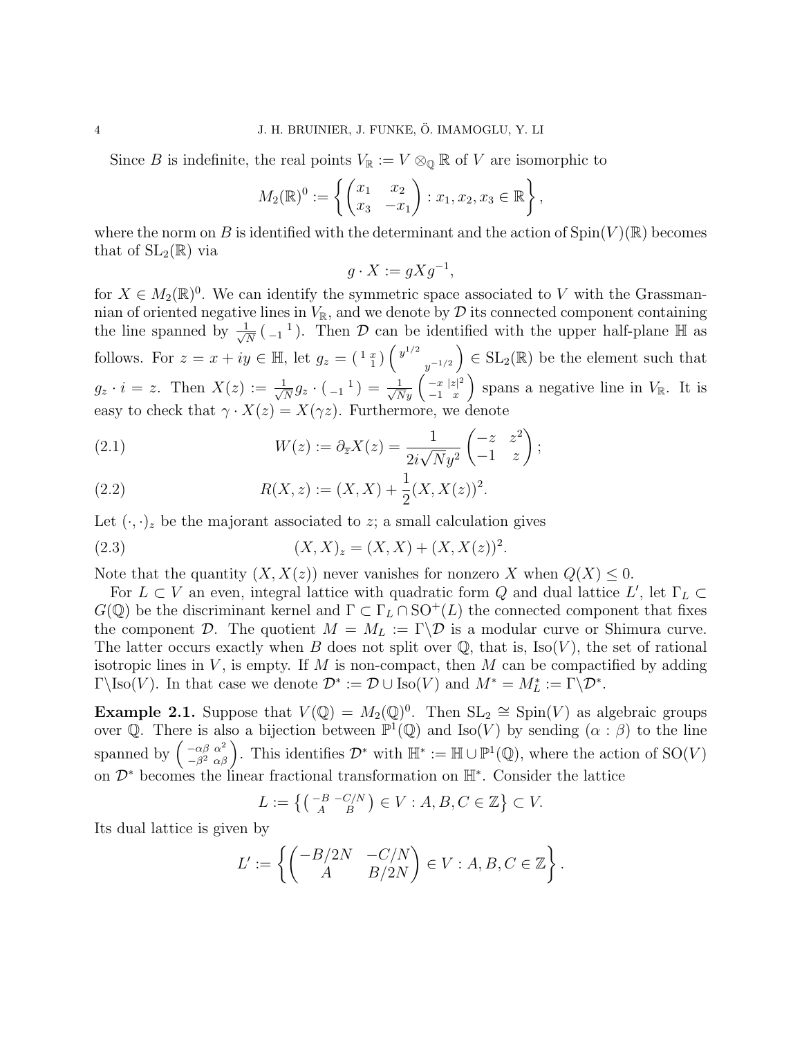Since $B$ is indefinite, the real points $V_{\mathbb{R}} := V \otimes_{\mathbb{Q}} \mathbb{R}$ of $V$ are isomorphic to

$$M_2(\mathbb{R})^0 := \left\{ \begin{pmatrix} x_1 & x_2 \\ x_3 & -x_1 \end{pmatrix} : x_1, x_2, x_3 \in \mathbb{R} \right\},$$

where the norm on $B$ is identified with the determinant and the action of $\mathrm{Spin}(V)(\mathbb{R})$ becomes that of $\mathrm{SL}_2(\mathbb{R})$ via

$$g \cdot X := gXg^{-1},$$

for $X \in M_2(\mathbb{R})^0$. We can identify the symmetric space associated to $V$ with the Grassmannian of oriented negative lines in $V_{\mathbb{R}}$, and we denote by $\mathcal{D}$ its connected component containing the line spanned by $\frac{1}{\sqrt{N}} \left( \begin{smallmatrix} & 1 \\ -1 & \end{smallmatrix} \right)$. Then $\mathcal{D}$ can be identified with the upper half-plane $\mathbb{H}$ as follows. For $z = x + iy \in \mathbb{H}$, let $g_z = \left( \begin{smallmatrix} 1 & x \\ & 1 \end{smallmatrix} \right) \begin{pmatrix} y^{1/2} & \\ & y^{-1/2} \end{pmatrix} \in \mathrm{SL}_2(\mathbb{R})$ be the element such that $g_z \cdot i = z$. Then $X(z) := \frac{1}{\sqrt{N}} g_z \cdot \left( \begin{smallmatrix} & 1 \\ -1 & \end{smallmatrix} \right) = \frac{1}{\sqrt{N}y} \begin{pmatrix} -x & |z|^2 \\ -1 & x \end{pmatrix}$ spans a negative line in $V_{\mathbb{R}}$. It is easy to check that $\gamma \cdot X(z) = X(\gamma z)$. Furthermore, we denote

$$W(z) := \partial_{\overline{z}} X(z) = \frac{1}{2i\sqrt{N}y^2} \begin{pmatrix} -z & z^2 \\ -1 & z \end{pmatrix}; \tag{2.1}$$

$$R(X, z) := (X, X) + \frac{1}{2}(X, X(z))^2. \tag{2.2}$$

Let $(\cdot, \cdot)_z$ be the majorant associated to $z$; a small calculation gives

$$(X, X)_z = (X, X) + (X, X(z))^2. \tag{2.3}$$

Note that the quantity $(X, X(z))$ never vanishes for nonzero $X$ when $Q(X) \leq 0$.

For $L \subset V$ an even, integral lattice with quadratic form $Q$ and dual lattice $L'$, let $\Gamma_L \subset G(\mathbb{Q})$ be the discriminant kernel and $\Gamma \subset \Gamma_L \cap \mathrm{SO}^+(L)$ the connected component that fixes the component $\mathcal{D}$. The quotient $M = M_L := \Gamma \backslash \mathcal{D}$ is a modular curve or Shimura curve. The latter occurs exactly when $B$ does not split over $\mathbb{Q}$, that is, $\mathrm{Iso}(V)$, the set of rational isotropic lines in $V$, is empty. If $M$ is non-compact, then $M$ can be compactified by adding $\Gamma \backslash \mathrm{Iso}(V)$. In that case we denote $\mathcal{D}^* := \mathcal{D} \cup \mathrm{Iso}(V)$ and $M^* = M_L^* := \Gamma \backslash \mathcal{D}^*$.

**Example 2.1.** Suppose that $V(\mathbb{Q}) = M_2(\mathbb{Q})^0$. Then $\mathrm{SL}_2 \cong \mathrm{Spin}(V)$ as algebraic groups over $\mathbb{Q}$. There is also a bijection between $\mathbb{P}^1(\mathbb{Q})$ and $\mathrm{Iso}(V)$ by sending $(\alpha : \beta)$ to the line spanned by $\left( \begin{smallmatrix} -\alpha\beta & \alpha^2 \\ -\beta^2 & \alpha\beta \end{smallmatrix} \right)$. This identifies $\mathcal{D}^*$ with $\mathbb{H}^* := \mathbb{H} \cup \mathbb{P}^1(\mathbb{Q})$, where the action of $\mathrm{SO}(V)$ on $\mathcal{D}^*$ becomes the linear fractional transformation on $\mathbb{H}^*$. Consider the lattice

$$L := \left\{ \left( \begin{smallmatrix} -B & -C/N \\ A & B \end{smallmatrix} \right) \in V : A, B, C \in \mathbb{Z} \right\} \subset V.$$

Its dual lattice is given by

$$L' := \left\{ \begin{pmatrix} -B/2N & -C/N \\ A & B/2N \end{pmatrix} \in V : A, B, C \in \mathbb{Z} \right\}.$$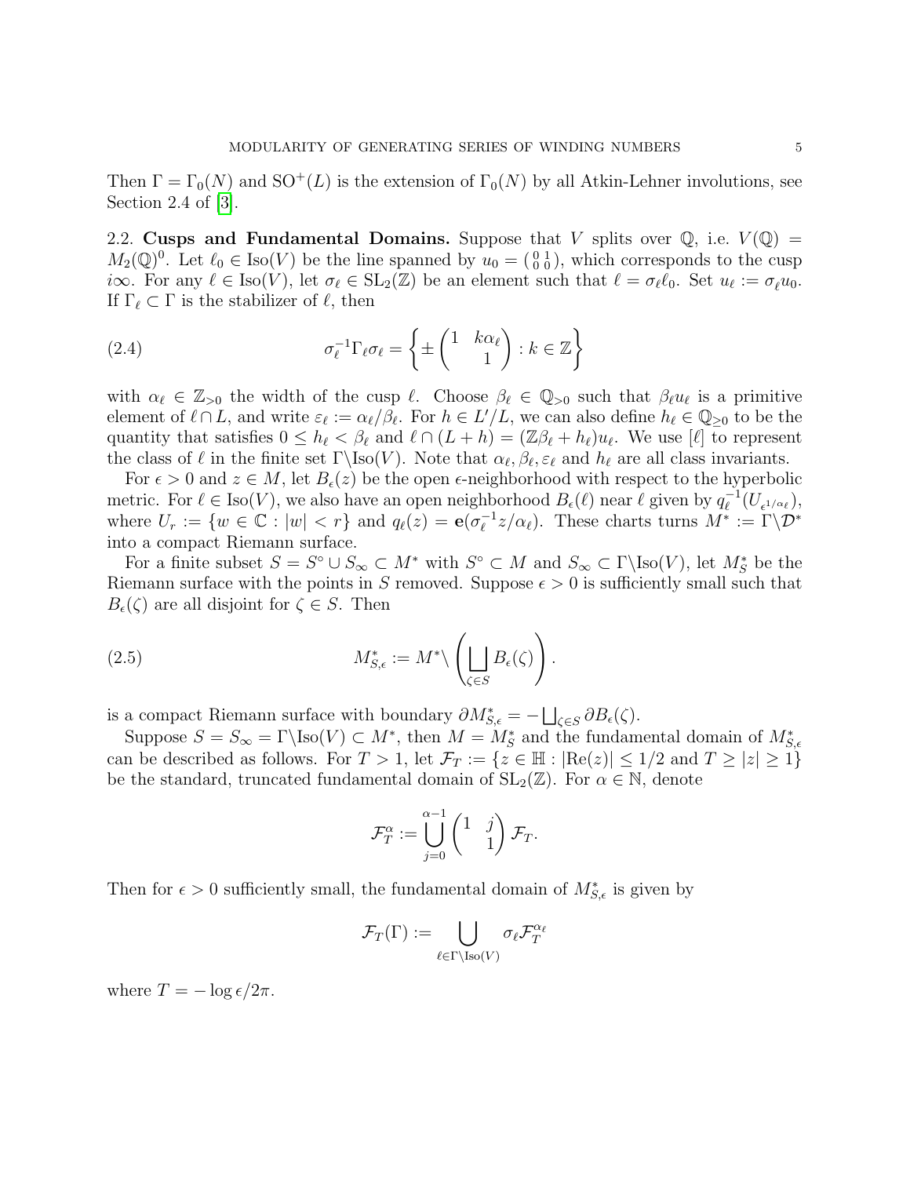Then $\Gamma = \Gamma_0(N)$ and $\mathrm{SO}^+(L)$ is the extension of $\Gamma_0(N)$ by all Atkin-Lehner involutions, see Section 2.4 of [3].

2.2. **Cusps and Fundamental Domains.** Suppose that $V$ splits over $\mathbb{Q}$, i.e. $V(\mathbb{Q}) = M_2(\mathbb{Q})^0$. Let $\ell_0 \in \mathrm{Iso}(V)$ be the line spanned by $u_0 = \left(\begin{smallmatrix} 0 & 1 \\ 0 & 0 \end{smallmatrix}\right)$, which corresponds to the cusp $i\infty$. For any $\ell \in \mathrm{Iso}(V)$, let $\sigma_\ell \in \mathrm{SL}_2(\mathbb{Z})$ be an element such that $\ell = \sigma_\ell \ell_0$. Set $u_\ell := \sigma_\ell u_0$. If $\Gamma_\ell \subset \Gamma$ is the stabilizer of $\ell$, then

$$\sigma_\ell^{-1} \Gamma_\ell \sigma_\ell = \left\{ \pm \begin{pmatrix} 1 & k\alpha_\ell \\ & 1 \end{pmatrix} : k \in \mathbb{Z} \right\} \tag{2.4}$$

with $\alpha_\ell \in \mathbb{Z}_{>0}$ the width of the cusp $\ell$. Choose $\beta_\ell \in \mathbb{Q}_{>0}$ such that $\beta_\ell u_\ell$ is a primitive element of $\ell \cap L$, and write $\varepsilon_\ell := \alpha_\ell / \beta_\ell$. For $h \in L'/L$, we can also define $h_\ell \in \mathbb{Q}_{\geq 0}$ to be the quantity that satisfies $0 \leq h_\ell < \beta_\ell$ and $\ell \cap (L + h) = (\mathbb{Z}\beta_\ell + h_\ell)u_\ell$. We use $[\ell]$ to represent the class of $\ell$ in the finite set $\Gamma \backslash \mathrm{Iso}(V)$. Note that $\alpha_\ell, \beta_\ell, \varepsilon_\ell$ and $h_\ell$ are all class invariants.

For $\epsilon > 0$ and $z \in M$, let $B_\epsilon(z)$ be the open $\epsilon$-neighborhood with respect to the hyperbolic metric. For $\ell \in \mathrm{Iso}(V)$, we also have an open neighborhood $B_\epsilon(\ell)$ near $\ell$ given by $q_\ell^{-1}(U_{\epsilon^{1/\alpha_\ell}})$, where $U_r := \{w \in \mathbb{C} : |w| < r\}$ and $q_\ell(z) = \mathbf{e}(\sigma_\ell^{-1} z / \alpha_\ell)$. These charts turns $M^* := \Gamma \backslash \mathcal{D}^*$ into a compact Riemann surface.

For a finite subset $S = S^\circ \cup S_\infty \subset M^*$ with $S^\circ \subset M$ and $S_\infty \subset \Gamma \backslash \mathrm{Iso}(V)$, let $M_S^*$ be the Riemann surface with the points in $S$ removed. Suppose $\epsilon > 0$ is sufficiently small such that $B_\epsilon(\zeta)$ are all disjoint for $\zeta \in S$. Then

$$M_{S,\epsilon}^* := M^* \backslash \left( \bigsqcup_{\zeta \in S} B_\epsilon(\zeta) \right). \tag{2.5}$$

is a compact Riemann surface with boundary $\partial M_{S,\epsilon}^* = -\bigsqcup_{\zeta \in S} \partial B_\epsilon(\zeta)$.

Suppose $S = S_\infty = \Gamma \backslash \mathrm{Iso}(V) \subset M^*$, then $M = M_S^*$ and the fundamental domain of $M_{S,\epsilon}^*$ can be described as follows. For $T > 1$, let $\mathcal{F}_T := \{z \in \mathbb{H} : |\mathrm{Re}(z)| \leq 1/2 \text{ and } T \geq |z| \geq 1\}$ be the standard, truncated fundamental domain of $\mathrm{SL}_2(\mathbb{Z})$. For $\alpha \in \mathbb{N}$, denote

$$\mathcal{F}_T^\alpha := \bigcup_{j=0}^{\alpha - 1} \begin{pmatrix} 1 & j \\ & 1 \end{pmatrix} \mathcal{F}_T.$$

Then for $\epsilon > 0$ sufficiently small, the fundamental domain of $M_{S,\epsilon}^*$ is given by

$$\mathcal{F}_T(\Gamma) := \bigcup_{\ell \in \Gamma \backslash \mathrm{Iso}(V)} \sigma_\ell \mathcal{F}_T^{\alpha_\ell}$$

where $T = -\log \epsilon / 2\pi$.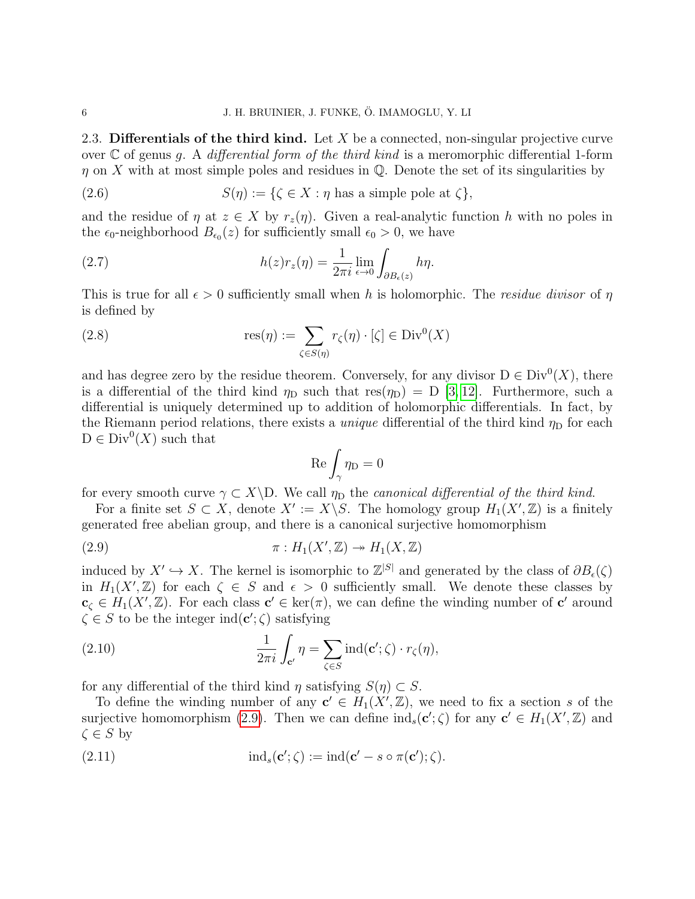### 2.3. Differentials of the third kind.

Let $X$ be a connected, non-singular projective curve over $\mathbb{C}$ of genus $g$. A *differential form of the third kind* is a meromorphic differential 1-form $\eta$ on $X$ with at most simple poles and residues in $\mathbb{Q}$. Denote the set of its singularities by

$$S(\eta) := \{\zeta \in X : \eta \text{ has a simple pole at } \zeta\}, \tag{2.6}$$

and the residue of $\eta$ at $z \in X$ by $r_z(\eta)$. Given a real-analytic function $h$ with no poles in the $\epsilon_0$-neighborhood $B_{\epsilon_0}(z)$ for sufficiently small $\epsilon_0 > 0$, we have

$$h(z) r_z(\eta) = \frac{1}{2\pi i} \lim_{\epsilon \to 0} \int_{\partial B_\epsilon(z)} h\eta. \tag{2.7}$$

This is true for all $\epsilon > 0$ sufficiently small when $h$ is holomorphic. The *residue divisor* of $\eta$ is defined by

$$\operatorname{res}(\eta) := \sum_{\zeta \in S(\eta)} r_\zeta(\eta) \cdot [\zeta] \in \operatorname{Div}^0(X) \tag{2.8}$$

and has degree zero by the residue theorem. Conversely, for any divisor $\mathrm{D} \in \operatorname{Div}^0(X)$, there is a differential of the third kind $\eta_{\mathrm{D}}$ such that $\operatorname{res}(\eta_{\mathrm{D}}) = \mathrm{D}$ [3, 12]. Furthermore, such a differential is uniquely determined up to addition of holomorphic differentials. In fact, by the Riemann period relations, there exists a *unique* differential of the third kind $\eta_{\mathrm{D}}$ for each $\mathrm{D} \in \operatorname{Div}^0(X)$ such that

$$\operatorname{Re} \int_\gamma \eta_{\mathrm{D}} = 0$$

for every smooth curve $\gamma \subset X \backslash \mathrm{D}$. We call $\eta_{\mathrm{D}}$ the *canonical differential of the third kind*.

For a finite set $S \subset X$, denote $X' := X \backslash S$. The homology group $H_1(X', \mathbb{Z})$ is a finitely generated free abelian group, and there is a canonical surjective homomorphism

$$\pi : H_1(X', \mathbb{Z}) \twoheadrightarrow H_1(X, \mathbb{Z}) \tag{2.9}$$

induced by $X' \hookrightarrow X$. The kernel is isomorphic to $\mathbb{Z}^{|S|}$ and generated by the class of $\partial B_\epsilon(\zeta)$ in $H_1(X', \mathbb{Z})$ for each $\zeta \in S$ and $\epsilon > 0$ sufficiently small. We denote these classes by $\mathbf{c}_\zeta \in H_1(X', \mathbb{Z})$. For each class $\mathbf{c}' \in \ker(\pi)$, we can define the winding number of $\mathbf{c}'$ around $\zeta \in S$ to be the integer $\operatorname{ind}(\mathbf{c}'; \zeta)$ satisfying

$$\frac{1}{2\pi i} \int_{\mathbf{c}'} \eta = \sum_{\zeta \in S} \operatorname{ind}(\mathbf{c}'; \zeta) \cdot r_\zeta(\eta), \tag{2.10}$$

for any differential of the third kind $\eta$ satisfying $S(\eta) \subset S$.

To define the winding number of any $\mathbf{c}' \in H_1(X', \mathbb{Z})$, we need to fix a section $s$ of the surjective homomorphism (2.9). Then we can define $\operatorname{ind}_s(\mathbf{c}'; \zeta)$ for any $\mathbf{c}' \in H_1(X', \mathbb{Z})$ and $\zeta \in S$ by

$$\operatorname{ind}_s(\mathbf{c}'; \zeta) := \operatorname{ind}(\mathbf{c}' - s \circ \pi(\mathbf{c}'); \zeta). \tag{2.11}$$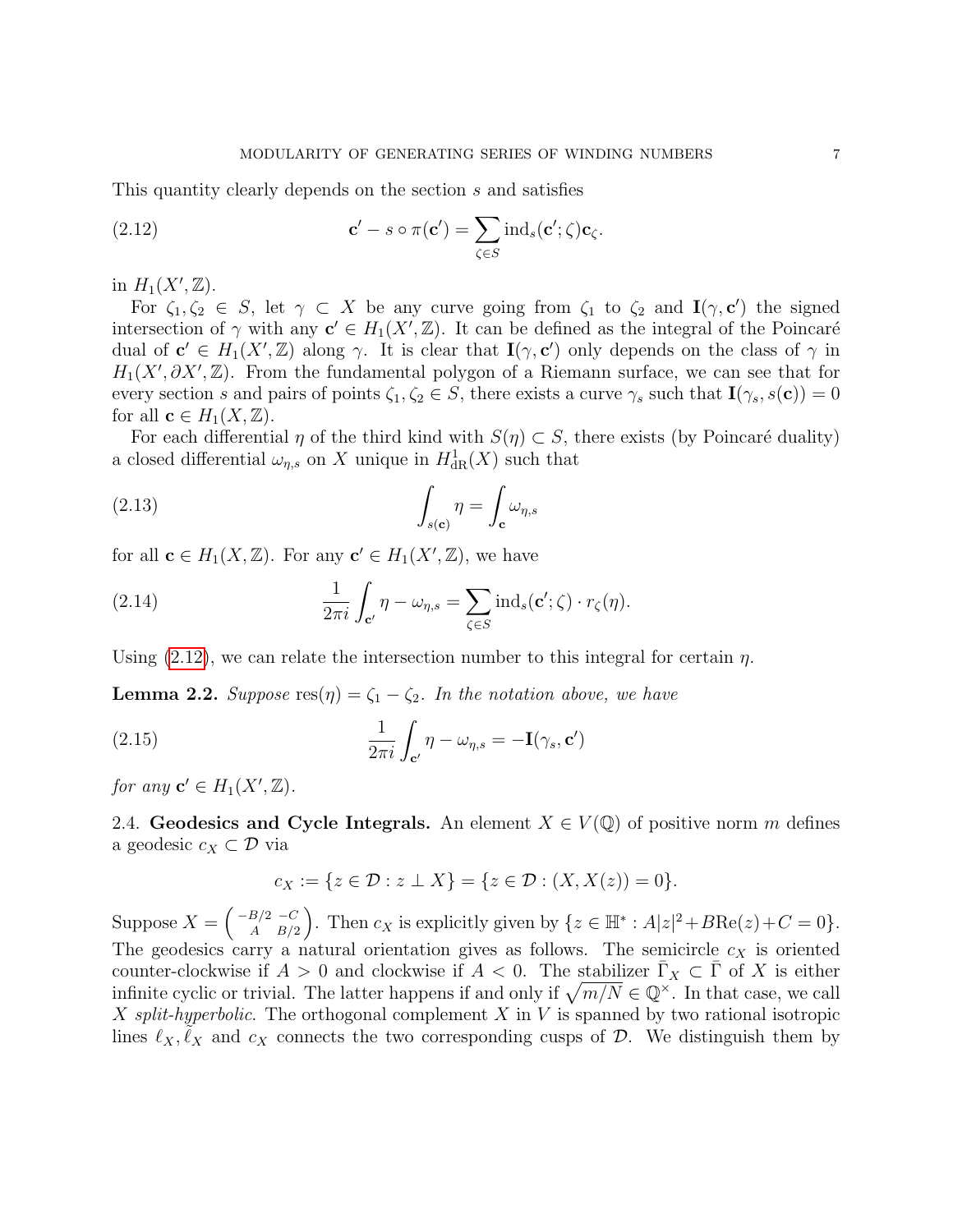This quantity clearly depends on the section $s$ and satisfies

$$\mathbf{c}' - s \circ \pi(\mathbf{c}') = \sum_{\zeta \in S} \mathrm{ind}_s(\mathbf{c}'; \zeta)\mathbf{c}_\zeta. \tag{2.12}$$

in $H_1(X', \mathbb{Z})$.

For $\zeta_1, \zeta_2 \in S$, let $\gamma \subset X$ be any curve going from $\zeta_1$ to $\zeta_2$ and $\mathbf{I}(\gamma, \mathbf{c}')$ the signed intersection of $\gamma$ with any $\mathbf{c}' \in H_1(X', \mathbb{Z})$. It can be defined as the integral of the Poincaré dual of $\mathbf{c}' \in H_1(X', \mathbb{Z})$ along $\gamma$. It is clear that $\mathbf{I}(\gamma, \mathbf{c}')$ only depends on the class of $\gamma$ in $H_1(X', \partial X', \mathbb{Z})$. From the fundamental polygon of a Riemann surface, we can see that for every section $s$ and pairs of points $\zeta_1, \zeta_2 \in S$, there exists a curve $\gamma_s$ such that $\mathbf{I}(\gamma_s, s(\mathbf{c})) = 0$ for all $\mathbf{c} \in H_1(X, \mathbb{Z})$.

For each differential $\eta$ of the third kind with $S(\eta) \subset S$, there exists (by Poincaré duality) a closed differential $\omega_{\eta,s}$ on $X$ unique in $H^1_{\mathrm{dR}}(X)$ such that

$$\int_{s(\mathbf{c})} \eta = \int_{\mathbf{c}} \omega_{\eta,s} \tag{2.13}$$

for all $\mathbf{c} \in H_1(X, \mathbb{Z})$. For any $\mathbf{c}' \in H_1(X', \mathbb{Z})$, we have

$$\frac{1}{2\pi i} \int_{\mathbf{c}'} \eta - \omega_{\eta,s} = \sum_{\zeta \in S} \mathrm{ind}_s(\mathbf{c}'; \zeta) \cdot r_\zeta(\eta). \tag{2.14}$$

Using (2.12), we can relate the intersection number to this integral for certain $\eta$.

**Lemma 2.2.** *Suppose* $\mathrm{res}(\eta) = \zeta_1 - \zeta_2$. *In the notation above, we have*

$$\frac{1}{2\pi i} \int_{\mathbf{c}'} \eta - \omega_{\eta,s} = -\mathbf{I}(\gamma_s, \mathbf{c}') \tag{2.15}$$

*for any* $\mathbf{c}' \in H_1(X', \mathbb{Z})$.

2.4. **Geodesics and Cycle Integrals.** An element $X \in V(\mathbb{Q})$ of positive norm $m$ defines a geodesic $c_X \subset \mathcal{D}$ via

$$c_X := \{z \in \mathcal{D} : z \perp X\} = \{z \in \mathcal{D} : (X, X(z)) = 0\}.$$

Suppose $X = \left(\begin{smallmatrix} -B/2 & -C \\ A & B/2 \end{smallmatrix}\right)$. Then $c_X$ is explicitly given by $\{z \in \mathbb{H}^* : A|z|^2 + B\mathrm{Re}(z) + C = 0\}$. The geodesics carry a natural orientation gives as follows. The semicircle $c_X$ is oriented counter-clockwise if $A > 0$ and clockwise if $A < 0$. The stabilizer $\bar{\Gamma}_X \subset \bar{\Gamma}$ of $X$ is either infinite cyclic or trivial. The latter happens if and only if $\sqrt{m/N} \in \mathbb{Q}^\times$. In that case, we call $X$ *split-hyperbolic*. The orthogonal complement $X$ in $V$ is spanned by two rational isotropic lines $\ell_X, \tilde{\ell}_X$ and $c_X$ connects the two corresponding cusps of $\mathcal{D}$. We distinguish them by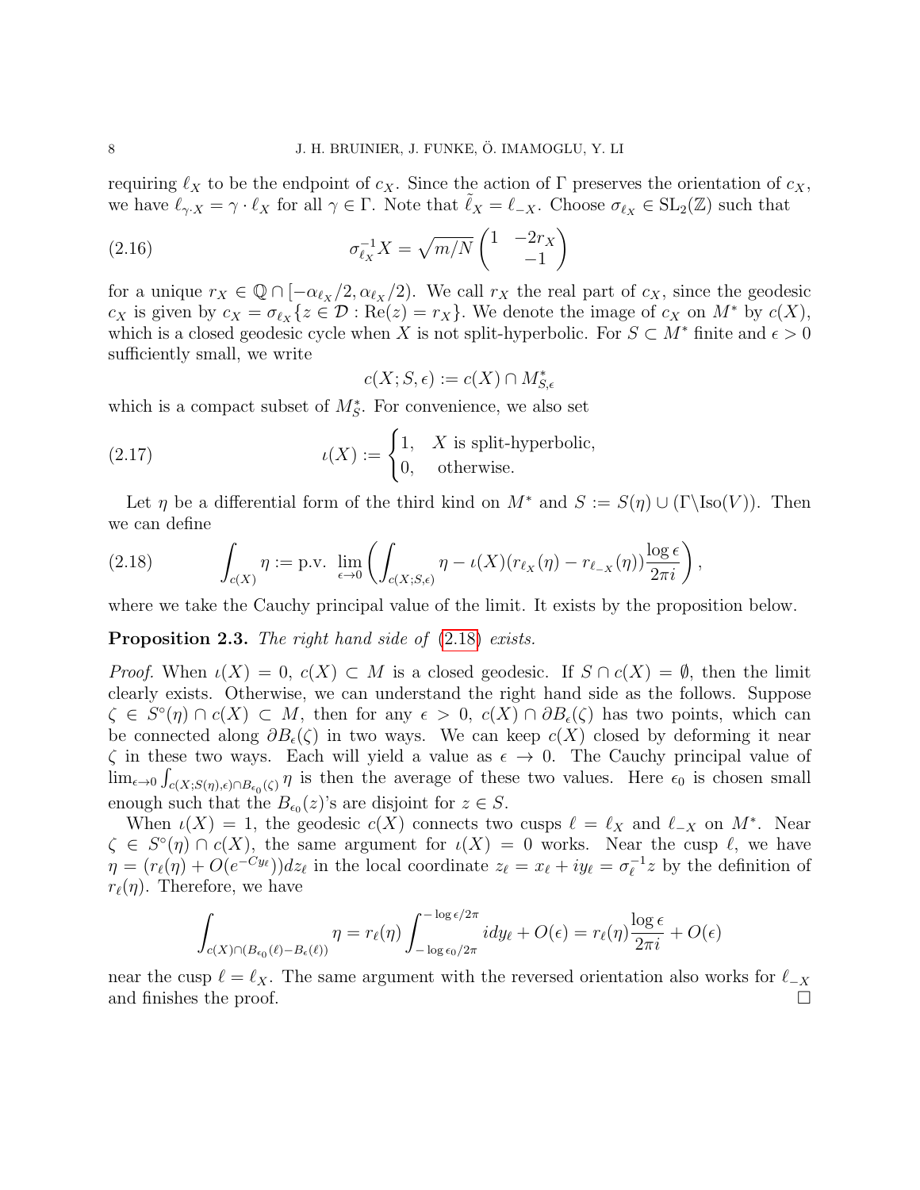requiring $\ell_X$ to be the endpoint of $c_X$. Since the action of $\Gamma$ preserves the orientation of $c_X$, we have $\ell_{\gamma \cdot X} = \gamma \cdot \ell_X$ for all $\gamma \in \Gamma$. Note that $\tilde{\ell}_X = \ell_{-X}$. Choose $\sigma_{\ell_X} \in \mathrm{SL}_2(\mathbb{Z})$ such that

$$\sigma_{\ell_X}^{-1} X = \sqrt{m/N} \begin{pmatrix} 1 & -2r_X \\ & -1 \end{pmatrix} \tag{2.16}$$

for a unique $r_X \in \mathbb{Q} \cap [-\alpha_{\ell_X}/2, \alpha_{\ell_X}/2)$. We call $r_X$ the real part of $c_X$, since the geodesic $c_X$ is given by $c_X = \sigma_{\ell_X}\{z \in \mathcal{D} : \mathrm{Re}(z) = r_X\}$. We denote the image of $c_X$ on $M^*$ by $c(X)$, which is a closed geodesic cycle when $X$ is not split-hyperbolic. For $S \subset M^*$ finite and $\epsilon > 0$ sufficiently small, we write

$$c(X; S, \epsilon) := c(X) \cap M^*_{S,\epsilon}$$

which is a compact subset of $M^*_S$. For convenience, we also set

$$\iota(X) := \begin{cases} 1, & X \text{ is split-hyperbolic,} \\ 0, & \text{otherwise.} \end{cases} \tag{2.17}$$

Let $\eta$ be a differential form of the third kind on $M^*$ and $S := S(\eta) \cup (\Gamma \backslash \mathrm{Iso}(V))$. Then we can define

$$\int_{c(X)} \eta := \text{p.v.} \lim_{\epsilon \to 0} \left( \int_{c(X;S,\epsilon)} \eta - \iota(X)(r_{\ell_X}(\eta) - r_{\ell_{-X}}(\eta)) \frac{\log \epsilon}{2\pi i} \right), \tag{2.18}$$

where we take the Cauchy principal value of the limit. It exists by the proposition below.

**Proposition 2.3.** *The right hand side of* (2.18) *exists.*

*Proof.* When $\iota(X) = 0$, $c(X) \subset M$ is a closed geodesic. If $S \cap c(X) = \emptyset$, then the limit clearly exists. Otherwise, we can understand the right hand side as the follows. Suppose $\zeta \in S^\circ(\eta) \cap c(X) \subset M$, then for any $\epsilon > 0$, $c(X) \cap \partial B_\epsilon(\zeta)$ has two points, which can be connected along $\partial B_\epsilon(\zeta)$ in two ways. We can keep $c(X)$ closed by deforming it near $\zeta$ in these two ways. Each will yield a value as $\epsilon \to 0$. The Cauchy principal value of $\lim_{\epsilon \to 0} \int_{c(X;S(\eta),\epsilon) \cap B_{\epsilon_0}(\zeta)} \eta$ is then the average of these two values. Here $\epsilon_0$ is chosen small enough such that the $B_{\epsilon_0}(z)$'s are disjoint for $z \in S$.

When $\iota(X) = 1$, the geodesic $c(X)$ connects two cusps $\ell = \ell_X$ and $\ell_{-X}$ on $M^*$. Near $\zeta \in S^\circ(\eta) \cap c(X)$, the same argument for $\iota(X) = 0$ works. Near the cusp $\ell$, we have $\eta = (r_\ell(\eta) + O(e^{-Cy_\ell}))dz_\ell$ in the local coordinate $z_\ell = x_\ell + iy_\ell = \sigma_\ell^{-1} z$ by the definition of $r_\ell(\eta)$. Therefore, we have

$$\int_{c(X) \cap (B_{\epsilon_0}(\ell) - B_\epsilon(\ell))} \eta = r_\ell(\eta) \int_{-\log \epsilon_0/2\pi}^{-\log \epsilon/2\pi} i dy_\ell + O(\epsilon) = r_\ell(\eta) \frac{\log \epsilon}{2\pi i} + O(\epsilon)$$

near the cusp $\ell = \ell_X$. The same argument with the reversed orientation also works for $\ell_{-X}$ and finishes the proof. $\square$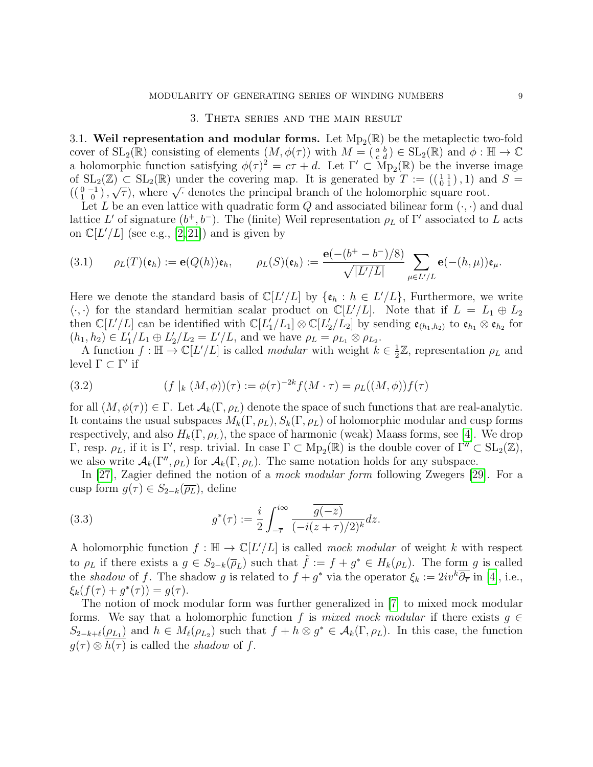## 3. Theta series and the main result

**3.1. Weil representation and modular forms.** Let $\mathrm{Mp}_2(\mathbb{R})$ be the metaplectic two-fold cover of $\mathrm{SL}_2(\mathbb{R})$ consisting of elements $(M, \phi(\tau))$ with $M = \left(\begin{smallmatrix} a & b \\ c & d \end{smallmatrix}\right) \in \mathrm{SL}_2(\mathbb{R})$ and $\phi : \mathbb{H} \to \mathbb{C}$ a holomorphic function satisfying $\phi(\tau)^2 = c\tau + d$. Let $\Gamma' \subset \mathrm{Mp}_2(\mathbb{R})$ be the inverse image of $\mathrm{SL}_2(\mathbb{Z}) \subset \mathrm{SL}_2(\mathbb{R})$ under the covering map. It is generated by $T := \left(\left(\begin{smallmatrix} 1 & 1 \\ 0 & 1 \end{smallmatrix}\right), 1\right)$ and $S = \left(\left(\begin{smallmatrix} 0 & -1 \\ 1 & 0 \end{smallmatrix}\right), \sqrt{\tau}\right)$, where $\sqrt{\cdot}$ denotes the principal branch of the holomorphic square root.

Let $L$ be an even lattice with quadratic form $Q$ and associated bilinear form $(\cdot,\cdot)$ and dual lattice $L'$ of signature $(b^+, b^-)$. The (finite) Weil representation $\rho_L$ of $\Gamma'$ associated to $L$ acts on $\mathbb{C}[L'/L]$ (see e.g., [2,21]) and is given by

$$\rho_L(T)(\mathfrak{e}_h) := \mathbf{e}(Q(h))\mathfrak{e}_h, \qquad \rho_L(S)(\mathfrak{e}_h) := \frac{\mathbf{e}(-(b^+ - b^-)/8)}{\sqrt{|L'/L|}} \sum_{\mu \in L'/L} \mathbf{e}(-(h,\mu))\mathfrak{e}_\mu. \tag{3.1}$$

Here we denote the standard basis of $\mathbb{C}[L'/L]$ by $\{\mathfrak{e}_h : h \in L'/L\}$, Furthermore, we write $\langle \cdot, \cdot \rangle$ for the standard hermitian scalar product on $\mathbb{C}[L'/L]$. Note that if $L = L_1 \oplus L_2$ then $\mathbb{C}[L'/L]$ can be identified with $\mathbb{C}[L_1'/L_1] \otimes \mathbb{C}[L_2'/L_2]$ by sending $\mathfrak{e}_{(h_1,h_2)}$ to $\mathfrak{e}_{h_1} \otimes \mathfrak{e}_{h_2}$ for $(h_1, h_2) \in L_1'/L_1 \oplus L_2'/L_2 = L'/L$, and we have $\rho_L = \rho_{L_1} \otimes \rho_{L_2}$.

A function $f : \mathbb{H} \to \mathbb{C}[L'/L]$ is called *modular* with weight $k \in \frac{1}{2}\mathbb{Z}$, representation $\rho_L$ and level $\Gamma \subset \Gamma'$ if

$$(f \mid_k (M, \phi))(\tau) := \phi(\tau)^{-2k} f(M \cdot \tau) = \rho_L((M,\phi)) f(\tau) \tag{3.2}$$

for all $(M, \phi(\tau)) \in \Gamma$. Let $\mathcal{A}_k(\Gamma, \rho_L)$ denote the space of such functions that are real-analytic. It contains the usual subspaces $M_k(\Gamma, \rho_L), S_k(\Gamma, \rho_L)$ of holomorphic modular and cusp forms respectively, and also $H_k(\Gamma, \rho_L)$, the space of harmonic (weak) Maass forms, see [4]. We drop $\Gamma$, resp. $\rho_L$, if it is $\Gamma'$, resp. trivial. In case $\Gamma \subset \mathrm{Mp}_2(\mathbb{R})$ is the double cover of $\Gamma'' \subset \mathrm{SL}_2(\mathbb{Z})$, we also write $\mathcal{A}_k(\Gamma'', \rho_L)$ for $\mathcal{A}_k(\Gamma, \rho_L)$. The same notation holds for any subspace.

In [27], Zagier defined the notion of a *mock modular form* following Zwegers [29]. For a cusp form $g(\tau) \in S_{2-k}(\overline{\rho_L})$, define

$$g^*(\tau) := \frac{i}{2} \int_{-\overline{\tau}}^{i\infty} \frac{\overline{g(-\overline{z})}}{(-i(z+\tau)/2)^k} dz. \tag{3.3}$$

A holomorphic function $f : \mathbb{H} \to \mathbb{C}[L'/L]$ is called *mock modular* of weight $k$ with respect to $\rho_L$ if there exists a $g \in S_{2-k}(\overline{\rho}_L)$ such that $\tilde{f} := f + g^* \in H_k(\rho_L)$. The form $g$ is called the *shadow* of $f$. The shadow $g$ is related to $f + g^*$ via the operator $\xi_k := 2iv^k \overline{\partial_{\overline{\tau}}}$ in [4], i.e., $\xi_k(f(\tau) + g^*(\tau)) = g(\tau)$.

The notion of mock modular form was further generalized in [7] to mixed mock modular forms. We say that a holomorphic function $f$ is *mixed mock modular* if there exists $g \in S_{2-k+\ell}(\rho_{L_1})$ and $h \in M_\ell(\rho_{L_2})$ such that $f + h \otimes g^* \in \mathcal{A}_k(\Gamma, \rho_L)$. In this case, the function $g(\tau) \otimes \overline{h(\tau)}$ is called the *shadow* of $f$.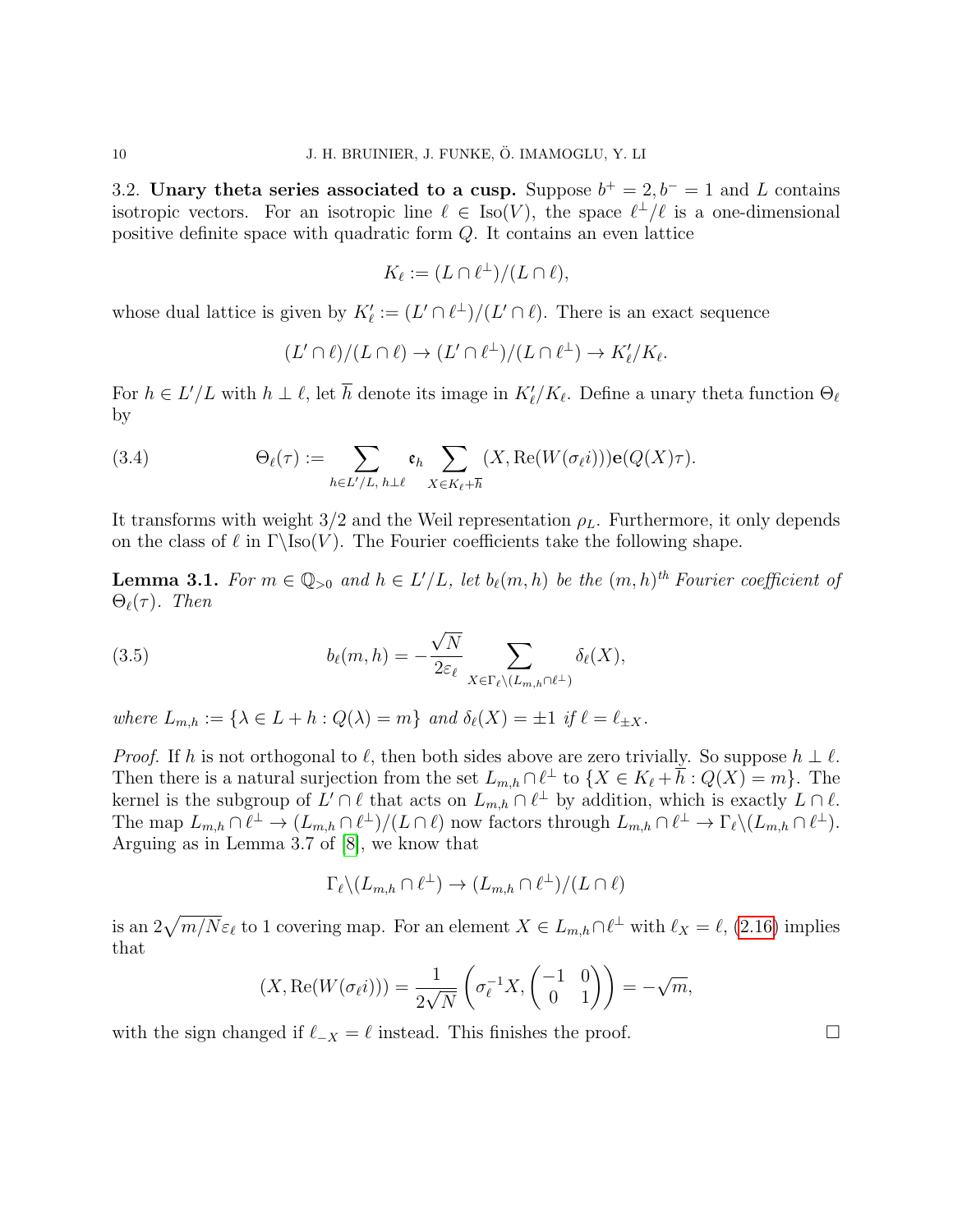3.2. **Unary theta series associated to a cusp.** Suppose $b^+ = 2, b^- = 1$ and $L$ contains isotropic vectors. For an isotropic line $\ell \in \mathrm{Iso}(V)$, the space $\ell^\perp/\ell$ is a one-dimensional positive definite space with quadratic form $Q$. It contains an even lattice

$$K_\ell := (L \cap \ell^\perp)/(L \cap \ell),$$

whose dual lattice is given by $K'_\ell := (L' \cap \ell^\perp)/(L' \cap \ell)$. There is an exact sequence

$$(L' \cap \ell)/(L \cap \ell) \to (L' \cap \ell^\perp)/(L \cap \ell^\perp) \to K'_\ell/K_\ell.$$

For $h \in L'/L$ with $h \perp \ell$, let $\overline{h}$ denote its image in $K'_\ell/K_\ell$. Define a unary theta function $\Theta_\ell$ by

$$\Theta_\ell(\tau) := \sum_{h \in L'/L,\, h \perp \ell} \mathfrak{e}_h \sum_{X \in K_\ell + \overline{h}} (X, \mathrm{Re}(W(\sigma_\ell i)))\mathbf{e}(Q(X)\tau). \tag{3.4}$$

It transforms with weight 3/2 and the Weil representation $\rho_L$. Furthermore, it only depends on the class of $\ell$ in $\Gamma\backslash\mathrm{Iso}(V)$. The Fourier coefficients take the following shape.

**Lemma 3.1.** *For $m \in \mathbb{Q}_{>0}$ and $h \in L'/L$, let $b_\ell(m, h)$ be the $(m, h)^{th}$ Fourier coefficient of $\Theta_\ell(\tau)$. Then*

$$b_\ell(m, h) = -\frac{\sqrt{N}}{2\varepsilon_\ell} \sum_{X \in \Gamma_\ell \backslash (L_{m,h} \cap \ell^\perp)} \delta_\ell(X), \tag{3.5}$$

*where $L_{m,h} := \{\lambda \in L + h : Q(\lambda) = m\}$ and $\delta_\ell(X) = \pm 1$ if $\ell = \ell_{\pm X}$.*

*Proof.* If $h$ is not orthogonal to $\ell$, then both sides above are zero trivially. So suppose $h \perp \ell$. Then there is a natural surjection from the set $L_{m,h} \cap \ell^\perp$ to $\{X \in K_\ell + \overline{h} : Q(X) = m\}$. The kernel is the subgroup of $L' \cap \ell$ that acts on $L_{m,h} \cap \ell^\perp$ by addition, which is exactly $L \cap \ell$. The map $L_{m,h} \cap \ell^\perp \to (L_{m,h} \cap \ell^\perp)/(L \cap \ell)$ now factors through $L_{m,h} \cap \ell^\perp \to \Gamma_\ell \backslash (L_{m,h} \cap \ell^\perp)$. Arguing as in Lemma 3.7 of [8], we know that

$$\Gamma_\ell \backslash (L_{m,h} \cap \ell^\perp) \to (L_{m,h} \cap \ell^\perp)/(L \cap \ell)$$

is an $2\sqrt{m/N}\varepsilon_\ell$ to 1 covering map. For an element $X \in L_{m,h} \cap \ell^\perp$ with $\ell_X = \ell$, (2.16) implies that

$$(X, \mathrm{Re}(W(\sigma_\ell i))) = \frac{1}{2\sqrt{N}} \left( \sigma_\ell^{-1} X, \begin{pmatrix} -1 & 0 \\ 0 & 1 \end{pmatrix} \right) = -\sqrt{m},$$

with the sign changed if $\ell_{-X} = \ell$ instead. This finishes the proof. $\square$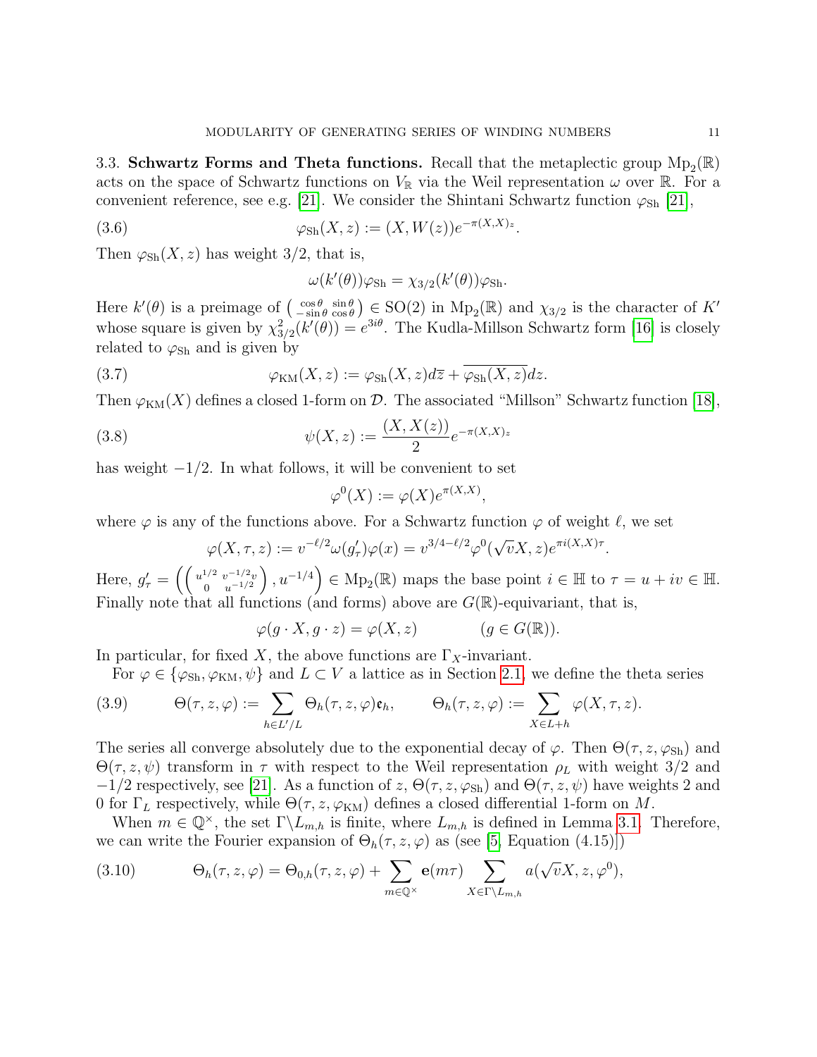3.3. **Schwartz Forms and Theta functions.** Recall that the metaplectic group $\mathrm{Mp}_2(\mathbb{R})$ acts on the space of Schwartz functions on $V_\mathbb{R}$ via the Weil representation $\omega$ over $\mathbb{R}$. For a convenient reference, see e.g. [21]. We consider the Shintani Schwartz function $\varphi_{\mathrm{Sh}}$ [21],

$$\varphi_{\mathrm{Sh}}(X,z) := (X, W(z))e^{-\pi(X,X)_z}. \tag{3.6}$$

Then $\varphi_{\mathrm{Sh}}(X,z)$ has weight 3/2, that is,

$$\omega(k'(\theta))\varphi_{\mathrm{Sh}} = \chi_{3/2}(k'(\theta))\varphi_{\mathrm{Sh}}.$$

Here $k'(\theta)$ is a preimage of $\left(\begin{smallmatrix} \cos\theta & \sin\theta \\ -\sin\theta & \cos\theta \end{smallmatrix}\right) \in \mathrm{SO}(2)$ in $\mathrm{Mp}_2(\mathbb{R})$ and $\chi_{3/2}$ is the character of $K'$ whose square is given by $\chi_{3/2}^2(k'(\theta)) = e^{3i\theta}$. The Kudla-Millson Schwartz form [16] is closely related to $\varphi_{\mathrm{Sh}}$ and is given by

$$\varphi_{\mathrm{KM}}(X,z) := \varphi_{\mathrm{Sh}}(X,z)d\overline{z} + \overline{\varphi_{\mathrm{Sh}}(X,z)}dz. \tag{3.7}$$

Then $\varphi_{\mathrm{KM}}(X)$ defines a closed 1-form on $\mathcal{D}$. The associated "Millson" Schwartz function [18],

$$\psi(X,z) := \frac{(X, X(z))}{2}e^{-\pi(X,X)_z} \tag{3.8}$$

has weight $-1/2$. In what follows, it will be convenient to set

$$\varphi^0(X) := \varphi(X)e^{\pi(X,X)},$$

where $\varphi$ is any of the functions above. For a Schwartz function $\varphi$ of weight $\ell$, we set

$$\varphi(X,\tau,z) := v^{-\ell/2}\omega(g'_\tau)\varphi(x) = v^{3/4-\ell/2}\varphi^0(\sqrt{v}X, z)e^{\pi i(X,X)\tau}.$$

Here, $g'_\tau = \left(\left(\begin{smallmatrix} u^{1/2} & v^{-1/2}v \\ 0 & u^{-1/2} \end{smallmatrix}\right), u^{-1/4}\right) \in \mathrm{Mp}_2(\mathbb{R})$ maps the base point $i \in \mathbb{H}$ to $\tau = u + iv \in \mathbb{H}$. Finally note that all functions (and forms) above are $G(\mathbb{R})$-equivariant, that is,

$$\varphi(g\cdot X, g\cdot z) = \varphi(X,z) \qquad (g \in G(\mathbb{R})).$$

In particular, for fixed $X$, the above functions are $\Gamma_X$-invariant.

For $\varphi \in \{\varphi_{\mathrm{Sh}}, \varphi_{\mathrm{KM}}, \psi\}$ and $L \subset V$ a lattice as in Section 2.1, we define the theta series

$$\Theta(\tau,z,\varphi) := \sum_{h\in L'/L}\Theta_h(\tau,z,\varphi)\mathfrak{e}_h, \qquad \Theta_h(\tau,z,\varphi) := \sum_{X\in L+h}\varphi(X,\tau,z). \tag{3.9}$$

The series all converge absolutely due to the exponential decay of $\varphi$. Then $\Theta(\tau,z,\varphi_{\mathrm{Sh}})$ and $\Theta(\tau,z,\psi)$ transform in $\tau$ with respect to the Weil representation $\rho_L$ with weight $3/2$ and $-1/2$ respectively, see [21]. As a function of $z$, $\Theta(\tau,z,\varphi_{\mathrm{Sh}})$ and $\Theta(\tau,z,\psi)$ have weights 2 and 0 for $\Gamma_L$ respectively, while $\Theta(\tau,z,\varphi_{\mathrm{KM}})$ defines a closed differential 1-form on $M$.

When $m \in \mathbb{Q}^\times$, the set $\Gamma\backslash L_{m,h}$ is finite, where $L_{m,h}$ is defined in Lemma 3.1. Therefore, we can write the Fourier expansion of $\Theta_h(\tau,z,\varphi)$ as (see [5, Equation (4.15)])

$$\Theta_h(\tau,z,\varphi) = \Theta_{0,h}(\tau,z,\varphi) + \sum_{m\in\mathbb{Q}^\times}\mathbf{e}(m\tau)\sum_{X\in\Gamma\backslash L_{m,h}} a(\sqrt{v}X, z, \varphi^0), \tag{3.10}$$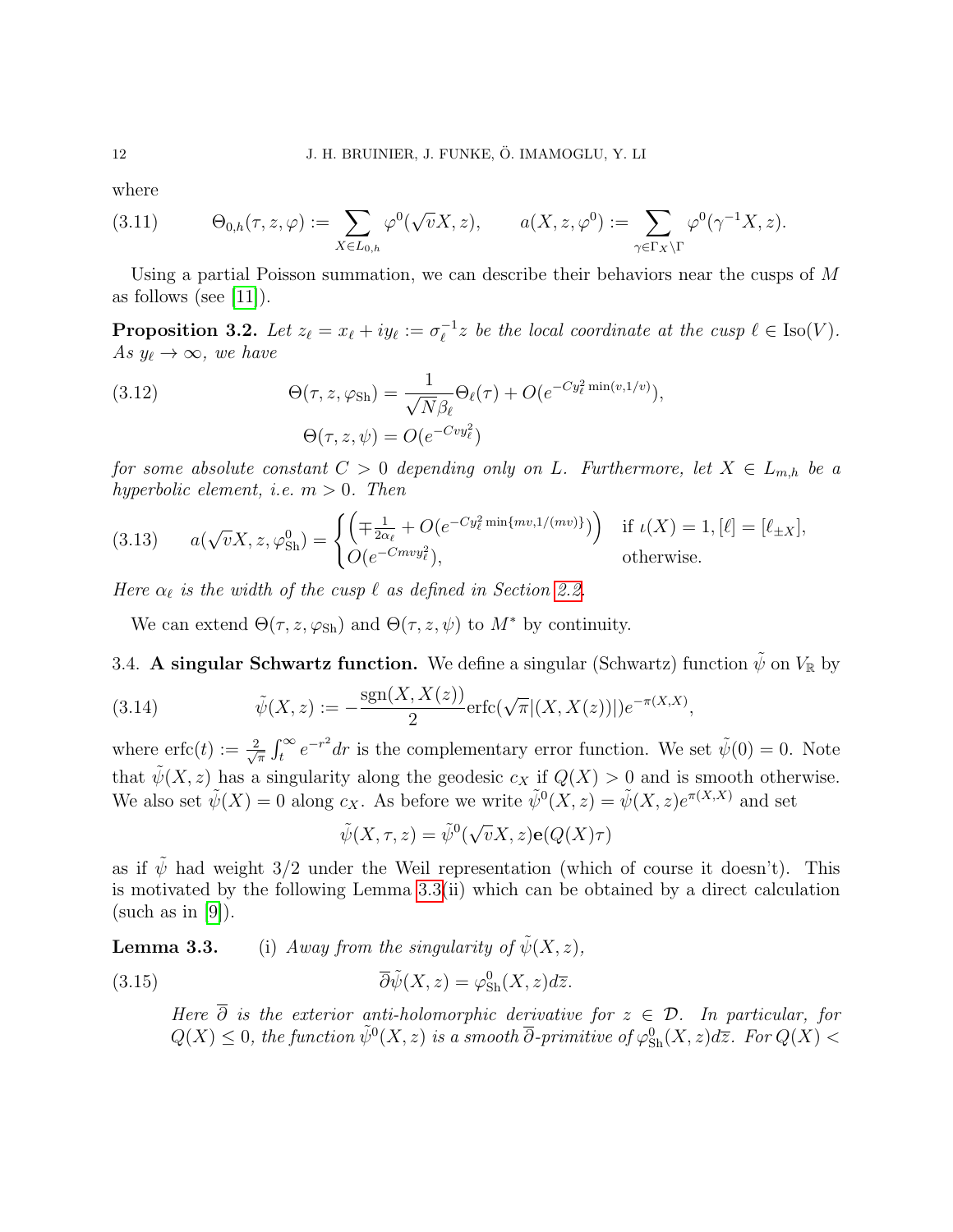where

$$
\Theta_{0,h}(\tau, z, \varphi) := \sum_{X \in L_{0,h}} \varphi^0(\sqrt{v}X, z), \qquad a(X, z, \varphi^0) := \sum_{\gamma \in \Gamma_X \backslash \Gamma} \varphi^0(\gamma^{-1}X, z). \tag{3.11}
$$

Using a partial Poisson summation, we can describe their behaviors near the cusps of $M$ as follows (see [11]).

**Proposition 3.2.** *Let $z_\ell = x_\ell + iy_\ell := \sigma_\ell^{-1} z$ be the local coordinate at the cusp $\ell \in \mathrm{Iso}(V)$. As $y_\ell \to \infty$, we have*

$$
\begin{aligned}
\Theta(\tau, z, \varphi_{\mathrm{Sh}}) &= \frac{1}{\sqrt{N}\beta_\ell}\Theta_\ell(\tau) + O(e^{-Cy_\ell^2 \min(v, 1/v)}), \\
\Theta(\tau, z, \psi) &= O(e^{-Cvy_\ell^2})
\end{aligned} \tag{3.12}
$$

*for some absolute constant $C > 0$ depending only on $L$. Furthermore, let $X \in L_{m,h}$ be a hyperbolic element, i.e. $m > 0$. Then*

$$
a(\sqrt{v}X, z, \varphi^0_{\mathrm{Sh}}) = \begin{cases} \left(\mp \frac{1}{2\alpha_\ell} + O(e^{-Cy_\ell^2 \min\{mv, 1/(mv)\}})\right) & \text{if } \iota(X) = 1, [\ell] = [\ell_{\pm X}], \\ O(e^{-Cmvy_\ell^2}), & \text{otherwise.} \end{cases} \tag{3.13}
$$

*Here $\alpha_\ell$ is the width of the cusp $\ell$ as defined in Section 2.2.*

We can extend $\Theta(\tau, z, \varphi_{\mathrm{Sh}})$ and $\Theta(\tau, z, \psi)$ to $M^*$ by continuity.

## 3.4. A singular Schwartz function.

We define a singular (Schwartz) function $\tilde{\psi}$ on $V_{\mathbb{R}}$ by

$$
\tilde{\psi}(X, z) := -\frac{\mathrm{sgn}(X, X(z))}{2}\mathrm{erfc}(\sqrt{\pi}|(X, X(z))|)e^{-\pi(X,X)}, \tag{3.14}
$$

where $\mathrm{erfc}(t) := \frac{2}{\sqrt{\pi}}\int_t^\infty e^{-r^2}dr$ is the complementary error function. We set $\tilde{\psi}(0) = 0$. Note that $\tilde{\psi}(X, z)$ has a singularity along the geodesic $c_X$ if $Q(X) > 0$ and is smooth otherwise. We also set $\tilde{\psi}(X) = 0$ along $c_X$. As before we write $\tilde{\psi}^0(X, z) = \tilde{\psi}(X, z)e^{\pi(X,X)}$ and set

$$
\tilde{\psi}(X, \tau, z) = \tilde{\psi}^0(\sqrt{v}X, z)\mathbf{e}(Q(X)\tau)
$$

as if $\tilde{\psi}$ had weight 3/2 under the Weil representation (which of course it doesn't). This is motivated by the following Lemma 3.3(ii) which can be obtained by a direct calculation (such as in [9]).

**Lemma 3.3.** (i) *Away from the singularity of $\tilde{\psi}(X, z)$,*

$$
\overline{\partial}\tilde{\psi}(X, z) = \varphi^0_{\mathrm{Sh}}(X, z)d\bar{z}. \tag{3.15}
$$

*Here $\overline{\partial}$ is the exterior anti-holomorphic derivative for $z \in \mathcal{D}$. In particular, for $Q(X) \leq 0$, the function $\tilde{\psi}^0(X, z)$ is a smooth $\overline{\partial}$-primitive of $\varphi^0_{\mathrm{Sh}}(X, z)d\bar{z}$. For $Q(X) <$*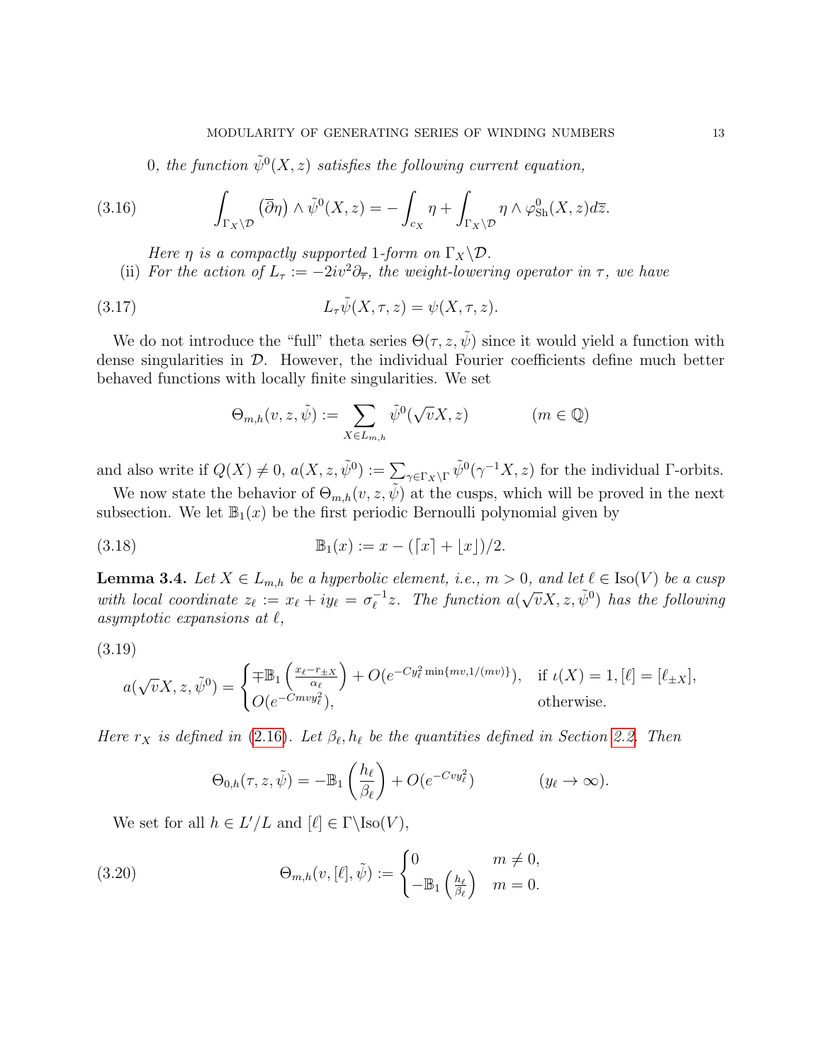*0, the function $\tilde{\psi}^0(X,z)$ satisfies the following current equation,*

$$\int_{\Gamma_X\backslash\mathcal{D}} \left(\overline{\partial}\eta\right)\wedge\tilde{\psi}^0(X,z) = -\int_{c_X}\eta + \int_{\Gamma_X\backslash\mathcal{D}}\eta\wedge\varphi^0_{\mathrm{Sh}}(X,z)d\overline{z}. \tag{3.16}$$

*Here $\eta$ is a compactly supported 1-form on $\Gamma_X\backslash\mathcal{D}$.*

(ii) *For the action of $L_\tau := -2iv^2\partial_{\overline{\tau}}$, the weight-lowering operator in $\tau$, we have*

$$L_\tau\tilde{\psi}(X,\tau,z) = \psi(X,\tau,z). \tag{3.17}$$

We do not introduce the "full" theta series $\Theta(\tau,z,\tilde{\psi})$ since it would yield a function with dense singularities in $\mathcal{D}$. However, the individual Fourier coefficients define much better behaved functions with locally finite singularities. We set

$$\Theta_{m,h}(v,z,\tilde{\psi}) := \sum_{X\in L_{m,h}}\tilde{\psi}^0(\sqrt{v}X,z) \qquad\qquad (m\in\mathbb{Q})$$

and also write if $Q(X)\neq 0$, $a(X,z,\tilde{\psi}^0) := \sum_{\gamma\in\Gamma_X\backslash\Gamma}\tilde{\psi}^0(\gamma^{-1}X,z)$ for the individual $\Gamma$-orbits.

We now state the behavior of $\Theta_{m,h}(v,z,\tilde{\psi})$ at the cusps, which will be proved in the next subsection. We let $\mathbb{B}_1(x)$ be the first periodic Bernoulli polynomial given by

$$\mathbb{B}_1(x) := x - (\lceil x\rceil + \lfloor x\rfloor)/2. \tag{3.18}$$

**Lemma 3.4.** *Let $X\in L_{m,h}$ be a hyperbolic element, i.e., $m>0$, and let $\ell\in\mathrm{Iso}(V)$ be a cusp with local coordinate $z_\ell := x_\ell + iy_\ell = \sigma_\ell^{-1}z$. The function $a(\sqrt{v}X,z,\tilde{\psi}^0)$ has the following asymptotic expansions at $\ell$,*

$$a(\sqrt{v}X,z,\tilde{\psi}^0) = \begin{cases}\mp\mathbb{B}_1\left(\frac{x_\ell - r_{\pm X}}{\alpha_\ell}\right) + O(e^{-Cy_\ell^2\min\{mv,1/(mv)\}}), & \text{if } \iota(X)=1, [\ell]=[\ell_{\pm X}],\\ O(e^{-Cmvy_\ell^2}), & \text{otherwise.}\end{cases} \tag{3.19}$$

*Here $r_X$ is defined in (2.16). Let $\beta_\ell, h_\ell$ be the quantities defined in Section 2.2. Then*

$$\Theta_{0,h}(\tau,z,\tilde{\psi}) = -\mathbb{B}_1\left(\frac{h_\ell}{\beta_\ell}\right) + O(e^{-Cvy_\ell^2}) \qquad\qquad (y_\ell\to\infty).$$

We set for all $h\in L'/L$ and $[\ell]\in\Gamma\backslash\mathrm{Iso}(V)$,

$$\Theta_{m,h}(v,[\ell],\tilde{\psi}) := \begin{cases}0 & m\neq 0,\\ -\mathbb{B}_1\left(\frac{h_\ell}{\beta_\ell}\right) & m=0.\end{cases} \tag{3.20}$$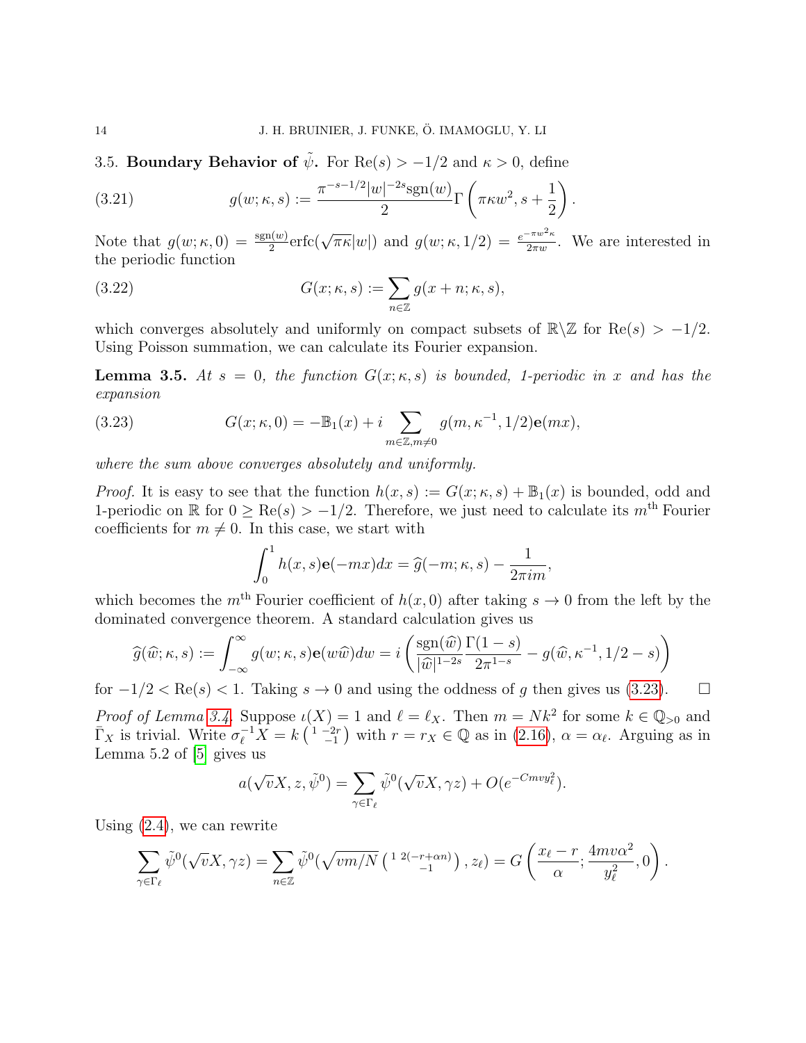3.5. **Boundary Behavior of $\tilde{\psi}$.** For $\mathrm{Re}(s) > -1/2$ and $\kappa > 0$, define

$$g(w;\kappa,s) := \frac{\pi^{-s-1/2}|w|^{-2s}\mathrm{sgn}(w)}{2}\Gamma\left(\pi\kappa w^2, s+\frac{1}{2}\right). \tag{3.21}$$

Note that $g(w;\kappa,0) = \frac{\mathrm{sgn}(w)}{2}\mathrm{erfc}(\sqrt{\pi\kappa}|w|)$ and $g(w;\kappa,1/2) = \frac{e^{-\pi w^2\kappa}}{2\pi w}$. We are interested in the periodic function

$$G(x;\kappa,s) := \sum_{n\in\mathbb{Z}} g(x+n;\kappa,s), \tag{3.22}$$

which converges absolutely and uniformly on compact subsets of $\mathbb{R}\backslash\mathbb{Z}$ for $\mathrm{Re}(s) > -1/2$. Using Poisson summation, we can calculate its Fourier expansion.

**Lemma 3.5.** *At $s=0$, the function $G(x;\kappa,s)$ is bounded, 1-periodic in $x$ and has the expansion*

$$G(x;\kappa,0) = -\mathbb{B}_1(x) + i\sum_{m\in\mathbb{Z},m\neq 0} g(m,\kappa^{-1},1/2)\mathbf{e}(mx), \tag{3.23}$$

*where the sum above converges absolutely and uniformly.*

*Proof.* It is easy to see that the function $h(x,s) := G(x;\kappa,s) + \mathbb{B}_1(x)$ is bounded, odd and 1-periodic on $\mathbb{R}$ for $0 \geq \mathrm{Re}(s) > -1/2$. Therefore, we just need to calculate its $m^{\text{th}}$ Fourier coefficients for $m \neq 0$. In this case, we start with

$$\int_0^1 h(x,s)\mathbf{e}(-mx)dx = \widehat{g}(-m;\kappa,s) - \frac{1}{2\pi i m},$$

which becomes the $m^{\text{th}}$ Fourier coefficient of $h(x,0)$ after taking $s\to 0$ from the left by the dominated convergence theorem. A standard calculation gives us

$$\widehat{g}(\widehat{w};\kappa,s) := \int_{-\infty}^{\infty} g(w;\kappa,s)\mathbf{e}(w\widehat{w})dw = i\left(\frac{\mathrm{sgn}(\widehat{w})}{|\widehat{w}|^{1-2s}}\frac{\Gamma(1-s)}{2\pi^{1-s}} - g(\widehat{w},\kappa^{-1},1/2-s)\right)$$

for $-1/2 < \mathrm{Re}(s) < 1$. Taking $s\to 0$ and using the oddness of $g$ then gives us (3.23). $\square$

*Proof of Lemma 3.4.* Suppose $\iota(X) = 1$ and $\ell = \ell_X$. Then $m = Nk^2$ for some $k\in\mathbb{Q}_{>0}$ and $\bar{\Gamma}_X$ is trivial. Write $\sigma_\ell^{-1}X = k\left(\begin{smallmatrix}1 & -2r\\ & -1\end{smallmatrix}\right)$ with $r = r_X \in \mathbb{Q}$ as in (2.16), $\alpha = \alpha_\ell$. Arguing as in Lemma 5.2 of [5] gives us

$$a(\sqrt{v}X, z, \tilde{\psi}^0) = \sum_{\gamma\in\Gamma_\ell}\tilde{\psi}^0(\sqrt{v}X,\gamma z) + O(e^{-Cmvy_\ell^2}).$$

Using (2.4), we can rewrite

$$\sum_{\gamma\in\Gamma_\ell}\tilde{\psi}^0(\sqrt{v}X,\gamma z) = \sum_{n\in\mathbb{Z}}\tilde{\psi}^0(\sqrt{vm/N}\left(\begin{smallmatrix}1 & 2(-r+\alpha n)\\ & -1\end{smallmatrix}\right), z_\ell) = G\left(\frac{x_\ell - r}{\alpha}; \frac{4mv\alpha^2}{y_\ell^2}, 0\right).$$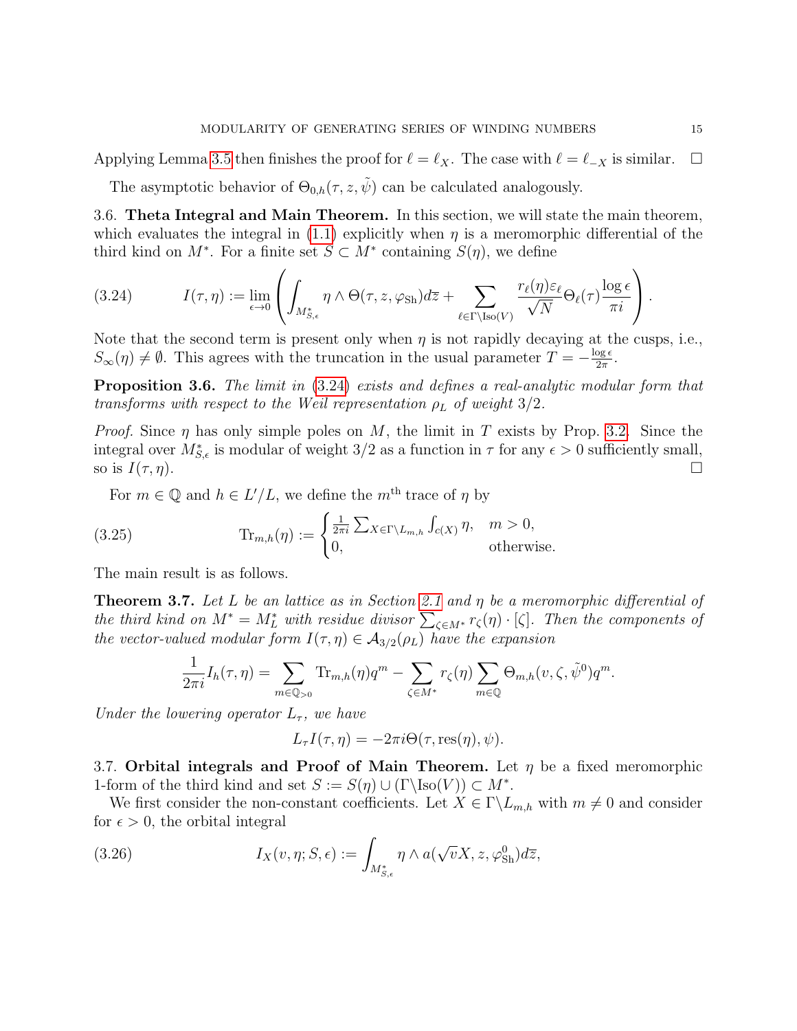Applying Lemma 3.5 then finishes the proof for $\ell = \ell_X$. The case with $\ell = \ell_{-X}$ is similar. $\square$

The asymptotic behavior of $\Theta_{0,h}(\tau, z, \tilde{\psi})$ can be calculated analogously.

3.6. **Theta Integral and Main Theorem.** In this section, we will state the main theorem, which evaluates the integral in (1.1) explicitly when $\eta$ is a meromorphic differential of the third kind on $M^*$. For a finite set $S \subset M^*$ containing $S(\eta)$, we define

$$I(\tau, \eta) := \lim_{\epsilon \to 0} \left( \int_{M^*_{S,\epsilon}} \eta \wedge \Theta(\tau, z, \varphi_{\mathrm{Sh}}) d\overline{z} + \sum_{\ell \in \Gamma \backslash \mathrm{Iso}(V)} \frac{r_\ell(\eta)\varepsilon_\ell}{\sqrt{N}} \Theta_\ell(\tau) \frac{\log \epsilon}{\pi i} \right). \tag{3.24}$$

Note that the second term is present only when $\eta$ is not rapidly decaying at the cusps, i.e., $S_\infty(\eta) \neq \emptyset$. This agrees with the truncation in the usual parameter $T = -\frac{\log \epsilon}{2\pi}$.

**Proposition 3.6.** *The limit in (3.24) exists and defines a real-analytic modular form that transforms with respect to the Weil representation $\rho_L$ of weight 3/2.*

*Proof.* Since $\eta$ has only simple poles on $M$, the limit in $T$ exists by Prop. 3.2. Since the integral over $M^*_{S,\epsilon}$ is modular of weight 3/2 as a function in $\tau$ for any $\epsilon > 0$ sufficiently small, so is $I(\tau, \eta)$. $\square$

For $m \in \mathbb{Q}$ and $h \in L'/L$, we define the $m^{\text{th}}$ trace of $\eta$ by

$$\mathrm{Tr}_{m,h}(\eta) := \begin{cases} \frac{1}{2\pi i} \sum_{X \in \Gamma \backslash L_{m,h}} \int_{c(X)} \eta, & m > 0, \\ 0, & \text{otherwise.} \end{cases} \tag{3.25}$$

The main result is as follows.

**Theorem 3.7.** *Let $L$ be an lattice as in Section 2.1 and $\eta$ be a meromorphic differential of the third kind on $M^* = M^*_L$ with residue divisor $\sum_{\zeta \in M^*} r_\zeta(\eta) \cdot [\zeta]$. Then the components of the vector-valued modular form $I(\tau, \eta) \in \mathcal{A}_{3/2}(\rho_L)$ have the expansion*

$$\frac{1}{2\pi i} I_h(\tau, \eta) = \sum_{m \in \mathbb{Q}_{>0}} \mathrm{Tr}_{m,h}(\eta) q^m - \sum_{\zeta \in M^*} r_\zeta(\eta) \sum_{m \in \mathbb{Q}} \Theta_{m,h}(v, \zeta, \tilde{\psi}^0) q^m.$$

*Under the lowering operator $L_\tau$, we have*

$$L_\tau I(\tau, \eta) = -2\pi i \Theta(\tau, \mathrm{res}(\eta), \psi).$$

3.7. **Orbital integrals and Proof of Main Theorem.** Let $\eta$ be a fixed meromorphic 1-form of the third kind and set $S := S(\eta) \cup (\Gamma \backslash \mathrm{Iso}(V)) \subset M^*$.

We first consider the non-constant coefficients. Let $X \in \Gamma \backslash L_{m,h}$ with $m \neq 0$ and consider for $\epsilon > 0$, the orbital integral

$$I_X(v, \eta; S, \epsilon) := \int_{M^*_{S,\epsilon}} \eta \wedge a(\sqrt{v} X, z, \varphi^0_{\mathrm{Sh}}) d\overline{z}, \tag{3.26}$$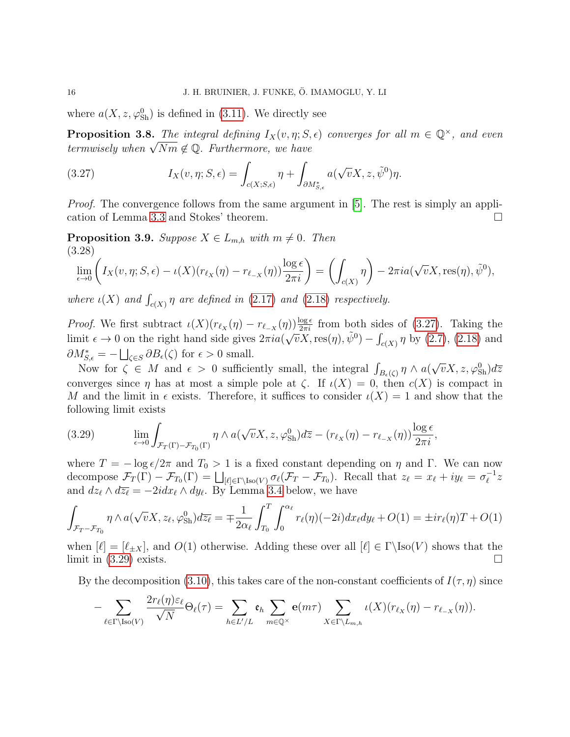where $a(X, z, \varphi^0_{\mathrm{Sh}})$ is defined in (3.11). We directly see

**Proposition 3.8.** *The integral defining $I_X(v, \eta; S, \epsilon)$ converges for all $m \in \mathbb{Q}^\times$, and even termwisely when $\sqrt{Nm} \notin \mathbb{Q}$. Furthermore, we have*

$$I_X(v, \eta; S, \epsilon) = \int_{c(X;S;\epsilon)} \eta + \int_{\partial M^*_{S,\epsilon}} a(\sqrt{v}X, z, \tilde{\psi}^0)\eta. \tag{3.27}$$

*Proof.* The convergence follows from the same argument in [5]. The rest is simply an application of Lemma 3.3 and Stokes' theorem. $\square$

**Proposition 3.9.** *Suppose $X \in L_{m,h}$ with $m \neq 0$. Then*

$$\lim_{\epsilon \to 0} \left( I_X(v, \eta; S, \epsilon) - \iota(X)(r_{\ell_X}(\eta) - r_{\ell_{-X}}(\eta)) \frac{\log \epsilon}{2\pi i} \right) = \left( \int_{c(X)} \eta \right) - 2\pi i a(\sqrt{v}X, \mathrm{res}(\eta), \tilde{\psi}^0), \tag{3.28}$$

*where $\iota(X)$ and $\int_{c(X)} \eta$ are defined in (2.17) and (2.18) respectively.*

*Proof.* We first subtract $\iota(X)(r_{\ell_X}(\eta) - r_{\ell_{-X}}(\eta))\frac{\log \epsilon}{2\pi i}$ from both sides of (3.27). Taking the limit $\epsilon \to 0$ on the right hand side gives $2\pi i a(\sqrt{v}X, \mathrm{res}(\eta), \tilde{\psi}^0) - \int_{c(X)} \eta$ by (2.7), (2.18) and $\partial M^*_{S,\epsilon} = -\bigsqcup_{\zeta \in S} \partial B_\epsilon(\zeta)$ for $\epsilon > 0$ small.

Now for $\zeta \in M$ and $\epsilon > 0$ sufficiently small, the integral $\int_{B_\epsilon(\zeta)} \eta \wedge a(\sqrt{v}X, z, \varphi^0_{\mathrm{Sh}})d\overline{z}$ converges since $\eta$ has at most a simple pole at $\zeta$. If $\iota(X) = 0$, then $c(X)$ is compact in $M$ and the limit in $\epsilon$ exists. Therefore, it suffices to consider $\iota(X) = 1$ and show that the following limit exists

$$\lim_{\epsilon \to 0} \int_{\mathcal{F}_T(\Gamma) - \mathcal{F}_{T_0}(\Gamma)} \eta \wedge a(\sqrt{v}X, z, \varphi^0_{\mathrm{Sh}})d\overline{z} - (r_{\ell_X}(\eta) - r_{\ell_{-X}}(\eta))\frac{\log \epsilon}{2\pi i}, \tag{3.29}$$

where $T = -\log \epsilon / 2\pi$ and $T_0 > 1$ is a fixed constant depending on $\eta$ and $\Gamma$. We can now decompose $\mathcal{F}_T(\Gamma) - \mathcal{F}_{T_0}(\Gamma) = \bigsqcup_{[\ell] \in \Gamma \backslash \mathrm{Iso}(V)} \sigma_\ell(\mathcal{F}_T - \mathcal{F}_{T_0})$. Recall that $z_\ell = x_\ell + iy_\ell = \sigma_\ell^{-1} z$ and $dz_\ell \wedge d\overline{z_\ell} = -2i dx_\ell \wedge dy_\ell$. By Lemma 3.4 below, we have

$$\int_{\mathcal{F}_T - \mathcal{F}_{T_0}} \eta \wedge a(\sqrt{v}X, z_\ell, \varphi^0_{\mathrm{Sh}})d\overline{z_\ell} = \mp \frac{1}{2\alpha_\ell} \int_{T_0}^{T} \int_0^{\alpha_\ell} r_\ell(\eta)(-2i)dx_\ell dy_\ell + O(1) = \pm i r_\ell(\eta)T + O(1)$$

when $[\ell] = [\ell_{\pm X}]$, and $O(1)$ otherwise. Adding these over all $[\ell] \in \Gamma \backslash \mathrm{Iso}(V)$ shows that the limit in (3.29) exists. $\square$

By the decomposition (3.10), this takes care of the non-constant coefficients of $I(\tau, \eta)$ since

$$-\sum_{\ell \in \Gamma \backslash \mathrm{Iso}(V)} \frac{2r_\ell(\eta)\varepsilon_\ell}{\sqrt{N}} \Theta_\ell(\tau) = \sum_{h \in L'/L} \mathfrak{e}_h \sum_{m \in \mathbb{Q}^\times} \mathbf{e}(m\tau) \sum_{X \in \Gamma \backslash L_{m,h}} \iota(X)(r_{\ell_X}(\eta) - r_{\ell_{-X}}(\eta)).$$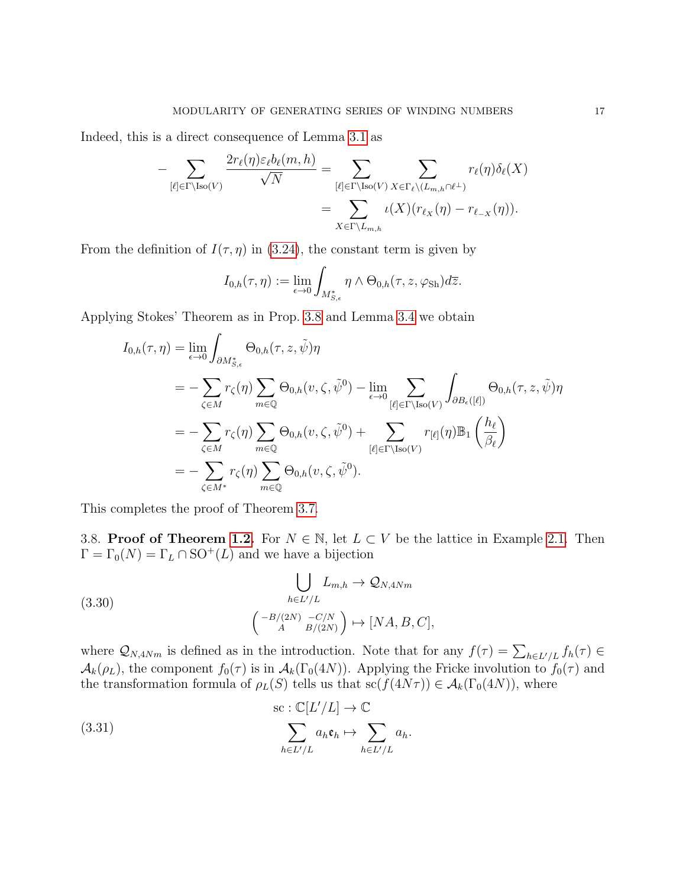Indeed, this is a direct consequence of Lemma 3.1 as

$$
\begin{aligned}
-\sum_{[\ell]\in\Gamma\backslash\mathrm{Iso}(V)} \frac{2r_\ell(\eta)\varepsilon_\ell b_\ell(m,h)}{\sqrt{N}} &= \sum_{[\ell]\in\Gamma\backslash\mathrm{Iso}(V)} \sum_{X\in\Gamma_\ell\backslash(L_{m,h}\cap\ell^\perp)} r_\ell(\eta)\delta_\ell(X) \\
&= \sum_{X\in\Gamma\backslash L_{m,h}} \iota(X)(r_{\ell_X}(\eta) - r_{\ell_{-X}}(\eta)).
\end{aligned}
$$

From the definition of $I(\tau,\eta)$ in (3.24), the constant term is given by

$$
I_{0,h}(\tau,\eta) := \lim_{\epsilon\to 0}\int_{M^*_{S,\epsilon}} \eta\wedge\Theta_{0,h}(\tau,z,\varphi_{\mathrm{Sh}})d\overline{z}.
$$

Applying Stokes' Theorem as in Prop. 3.8 and Lemma 3.4 we obtain

$$
\begin{aligned}
I_{0,h}(\tau,\eta) &= \lim_{\epsilon\to 0}\int_{\partial M^*_{S,\epsilon}} \Theta_{0,h}(\tau,z,\tilde{\psi})\eta \\
&= -\sum_{\zeta\in M} r_\zeta(\eta)\sum_{m\in\mathbb{Q}}\Theta_{0,h}(v,\zeta,\tilde{\psi}^0) - \lim_{\epsilon\to 0}\sum_{[\ell]\in\Gamma\backslash\mathrm{Iso}(V)}\int_{\partial B_\epsilon([\ell])}\Theta_{0,h}(\tau,z,\tilde{\psi})\eta \\
&= -\sum_{\zeta\in M} r_\zeta(\eta)\sum_{m\in\mathbb{Q}}\Theta_{0,h}(v,\zeta,\tilde{\psi}^0) + \sum_{[\ell]\in\Gamma\backslash\mathrm{Iso}(V)} r_{[\ell]}(\eta)\mathbb{B}_1\left(\frac{h_\ell}{\beta_\ell}\right) \\
&= -\sum_{\zeta\in M^*} r_\zeta(\eta)\sum_{m\in\mathbb{Q}}\Theta_{0,h}(v,\zeta,\tilde{\psi}^0).
\end{aligned}
$$

This completes the proof of Theorem 3.7.

3.8. **Proof of Theorem 1.2.** For $N\in\mathbb{N}$, let $L\subset V$ be the lattice in Example 2.1. Then $\Gamma = \Gamma_0(N) = \Gamma_L\cap\mathrm{SO}^+(L)$ and we have a bijection

$$
\begin{aligned}
\bigcup_{h\in L'/L} L_{m,h} &\to \mathcal{Q}_{N,4Nm} \\
\begin{pmatrix} -B/(2N) & -C/N \\ A & B/(2N)\end{pmatrix} &\mapsto [NA,B,C],
\end{aligned}
\tag{3.30}
$$

where $\mathcal{Q}_{N,4Nm}$ is defined as in the introduction. Note that for any $f(\tau) = \sum_{h\in L'/L} f_h(\tau)\in\mathcal{A}_k(\rho_L)$, the component $f_0(\tau)$ is in $\mathcal{A}_k(\Gamma_0(4N))$. Applying the Fricke involution to $f_0(\tau)$ and the transformation formula of $\rho_L(S)$ tells us that $\mathrm{sc}(f(4N\tau))\in\mathcal{A}_k(\Gamma_0(4N))$, where

$$
\begin{aligned}
\mathrm{sc}: \mathbb{C}[L'/L] &\to \mathbb{C} \\
\sum_{h\in L'/L} a_h\mathfrak{e}_h &\mapsto \sum_{h\in L'/L} a_h.
\end{aligned}
\tag{3.31}
$$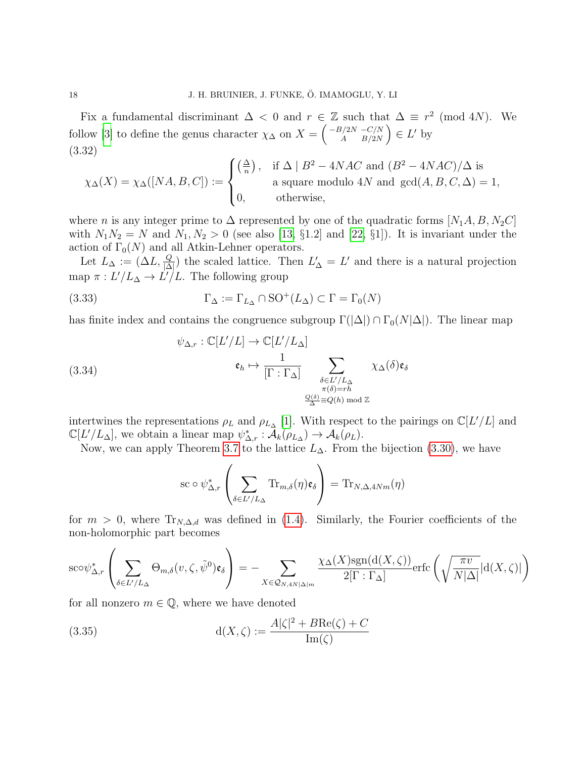Fix a fundamental discriminant $\Delta < 0$ and $r \in \mathbb{Z}$ such that $\Delta \equiv r^2 \pmod{4N}$. We follow [3] to define the genus character $\chi_\Delta$ on $X = \begin{pmatrix} -B/2N & -C/N \\ A & B/2N \end{pmatrix} \in L'$ by

$$\chi_\Delta(X) = \chi_\Delta([NA, B, C]) := \begin{cases} \left(\frac{\Delta}{n}\right), & \text{if } \Delta \mid B^2 - 4NAC \text{ and } (B^2 - 4NAC)/\Delta \text{ is} \\ & \text{a square modulo } 4N \text{ and } \gcd(A, B, C, \Delta) = 1, \\ 0, & \text{otherwise,} \end{cases} \tag{3.32}$$

where $n$ is any integer prime to $\Delta$ represented by one of the quadratic forms $[N_1A, B, N_2C]$ with $N_1N_2 = N$ and $N_1, N_2 > 0$ (see also [13, §1.2] and [22, §1]). It is invariant under the action of $\Gamma_0(N)$ and all Atkin-Lehner operators.

Let $L_\Delta := (\Delta L, \frac{Q}{|\Delta|})$ the scaled lattice. Then $L'_\Delta = L'$ and there is a natural projection map $\pi : L'/L_\Delta \to L'/L$. The following group

$$\Gamma_\Delta := \Gamma_{L_\Delta} \cap \mathrm{SO}^+(L_\Delta) \subset \Gamma = \Gamma_0(N) \tag{3.33}$$

has finite index and contains the congruence subgroup $\Gamma(|\Delta|) \cap \Gamma_0(N|\Delta|)$. The linear map

$$\begin{aligned} \psi_{\Delta,r} : \mathbb{C}[L'/L] &\to \mathbb{C}[L'/L_\Delta] \\ \mathfrak{e}_h &\mapsto \frac{1}{[\Gamma : \Gamma_\Delta]} \sum_{\substack{\delta \in L'/L_\Delta \\ \pi(\delta) = rh \\ \frac{Q(\delta)}{\Delta} \equiv Q(h) \bmod \mathbb{Z}}} \chi_\Delta(\delta) \mathfrak{e}_\delta \end{aligned} \tag{3.34}$$

intertwines the representations $\rho_L$ and $\rho_{L_\Delta}$ [1]. With respect to the pairings on $\mathbb{C}[L'/L]$ and $\mathbb{C}[L'/L_\Delta]$, we obtain a linear map $\psi^*_{\Delta,r} : \mathcal{A}_k(\rho_{L_\Delta}) \to \mathcal{A}_k(\rho_L)$.

Now, we can apply Theorem 3.7 to the lattice $L_\Delta$. From the bijection (3.30), we have

$$\mathrm{sc} \circ \psi^*_{\Delta,r} \left( \sum_{\delta \in L'/L_\Delta} \mathrm{Tr}_{m,\delta}(\eta) \mathfrak{e}_\delta \right) = \mathrm{Tr}_{N,\Delta,4Nm}(\eta)$$

for $m > 0$, where $\mathrm{Tr}_{N,\Delta,d}$ was defined in (1.4). Similarly, the Fourier coefficients of the non-holomorphic part becomes

$$\mathrm{sc} \circ \psi^*_{\Delta,r} \left( \sum_{\delta \in L'/L_\Delta} \Theta_{m,\delta}(v, \zeta, \tilde{\psi}^0) \mathfrak{e}_\delta \right) = - \sum_{X \in \mathcal{Q}_{N,4N|\Delta|m}} \frac{\chi_\Delta(X) \mathrm{sgn}(\mathrm{d}(X,\zeta))}{2[\Gamma : \Gamma_\Delta]} \mathrm{erfc}\left( \sqrt{\frac{\pi v}{N|\Delta|}} |\mathrm{d}(X,\zeta)| \right)$$

for all nonzero $m \in \mathbb{Q}$, where we have denoted

$$\mathrm{d}(X, \zeta) := \frac{A|\zeta|^2 + B\mathrm{Re}(\zeta) + C}{\mathrm{Im}(\zeta)} \tag{3.35}$$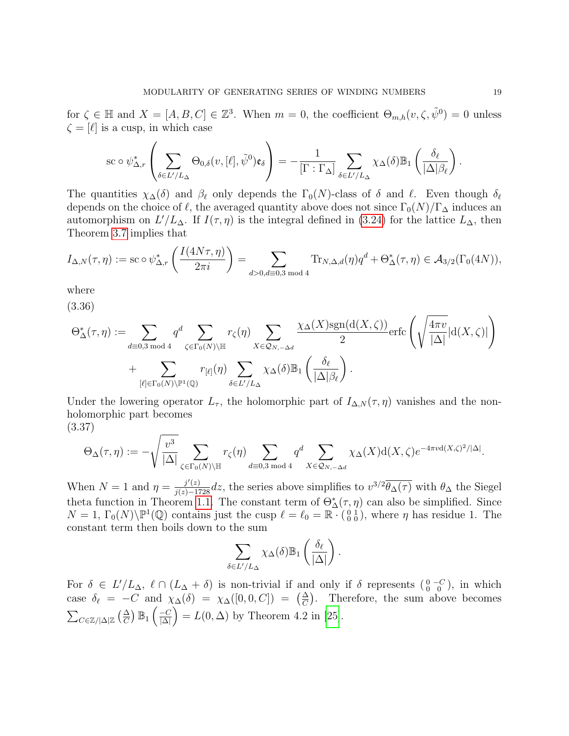for $\zeta \in \mathbb{H}$ and $X = [A, B, C] \in \mathbb{Z}^3$. When $m = 0$, the coefficient $\Theta_{m,h}(v, \zeta, \tilde{\psi}^0) = 0$ unless $\zeta = [\ell]$ is a cusp, in which case

$$\mathrm{sc} \circ \psi^*_{\Delta,r}\left(\sum_{\delta \in L'/L_\Delta} \Theta_{0,\delta}(v, [\ell], \tilde{\psi}^0)\mathfrak{e}_\delta\right) = -\frac{1}{[\Gamma : \Gamma_\Delta]} \sum_{\delta \in L'/L_\Delta} \chi_\Delta(\delta)\mathbb{B}_1\left(\frac{\delta_\ell}{|\Delta|\beta_\ell}\right).$$

The quantities $\chi_\Delta(\delta)$ and $\beta_\ell$ only depends the $\Gamma_0(N)$-class of $\delta$ and $\ell$. Even though $\delta_\ell$ depends on the choice of $\ell$, the averaged quantity above does not since $\Gamma_0(N)/\Gamma_\Delta$ induces an automorphism on $L'/L_\Delta$. If $I(\tau, \eta)$ is the integral defined in (3.24) for the lattice $L_\Delta$, then Theorem 3.7 implies that

$$I_{\Delta,N}(\tau, \eta) := \mathrm{sc} \circ \psi^*_{\Delta,r}\left(\frac{I(4N\tau, \eta)}{2\pi i}\right) = \sum_{d>0, d\equiv 0,3 \bmod 4} \mathrm{Tr}_{N,\Delta,d}(\eta)q^d + \Theta^*_\Delta(\tau, \eta) \in \mathcal{A}_{3/2}(\Gamma_0(4N)),$$

where

(3.36)

$$\begin{aligned}\Theta^*_\Delta(\tau, \eta) := &\sum_{d\equiv 0,3 \bmod 4} q^d \sum_{\zeta \in \Gamma_0(N)\backslash\mathbb{H}} r_\zeta(\eta) \sum_{X \in \mathcal{Q}_{N,-\Delta d}} \frac{\chi_\Delta(X)\mathrm{sgn}(\mathrm{d}(X,\zeta))}{2}\mathrm{erfc}\left(\sqrt{\frac{4\pi v}{|\Delta|}}|\mathrm{d}(X,\zeta)|\right) \\ &+ \sum_{[\ell] \in \Gamma_0(N)\backslash\mathbb{P}^1(\mathbb{Q})} r_{[\ell]}(\eta) \sum_{\delta \in L'/L_\Delta} \chi_\Delta(\delta)\mathbb{B}_1\left(\frac{\delta_\ell}{|\Delta|\beta_\ell}\right).\end{aligned}$$

Under the lowering operator $L_\tau$, the holomorphic part of $I_{\Delta,N}(\tau, \eta)$ vanishes and the non-holomorphic part becomes

(3.37)

$$\Theta_\Delta(\tau, \eta) := -\sqrt{\frac{v^3}{|\Delta|}} \sum_{\zeta \in \Gamma_0(N)\backslash\mathbb{H}} r_\zeta(\eta) \sum_{d\equiv 0,3 \bmod 4} q^d \sum_{X \in \mathcal{Q}_{N,-\Delta d}} \chi_\Delta(X)\mathrm{d}(X,\zeta)e^{-4\pi v \mathrm{d}(X,\zeta)^2/|\Delta|}.$$

When $N = 1$ and $\eta = \frac{j'(z)}{j(z)-1728}dz$, the series above simplifies to $v^{3/2}\overline{\theta_\Delta(\tau)}$ with $\theta_\Delta$ the Siegel theta function in Theorem 1.1. The constant term of $\Theta^*_\Delta(\tau, \eta)$ can also be simplified. Since $N = 1$, $\Gamma_0(N)\backslash\mathbb{P}^1(\mathbb{Q})$ contains just the cusp $\ell = \ell_0 = \mathbb{R} \cdot \left(\begin{smallmatrix} 0 & 1 \\ 0 & 0 \end{smallmatrix}\right)$, where $\eta$ has residue 1. The constant term then boils down to the sum

$$\sum_{\delta \in L'/L_\Delta} \chi_\Delta(\delta)\mathbb{B}_1\left(\frac{\delta_\ell}{|\Delta|}\right).$$

For $\delta \in L'/L_\Delta$, $\ell \cap (L_\Delta + \delta)$ is non-trivial if and only if $\delta$ represents $\left(\begin{smallmatrix} 0 & -C \\ 0 & 0 \end{smallmatrix}\right)$, in which case $\delta_\ell = -C$ and $\chi_\Delta(\delta) = \chi_\Delta([0, 0, C]) = \left(\frac{\Delta}{C}\right)$. Therefore, the sum above becomes $\sum_{C \in \mathbb{Z}/|\Delta|\mathbb{Z}} \left(\frac{\Delta}{C}\right) \mathbb{B}_1\left(\frac{-C}{|\Delta|}\right) = L(0, \Delta)$ by Theorem 4.2 in [25].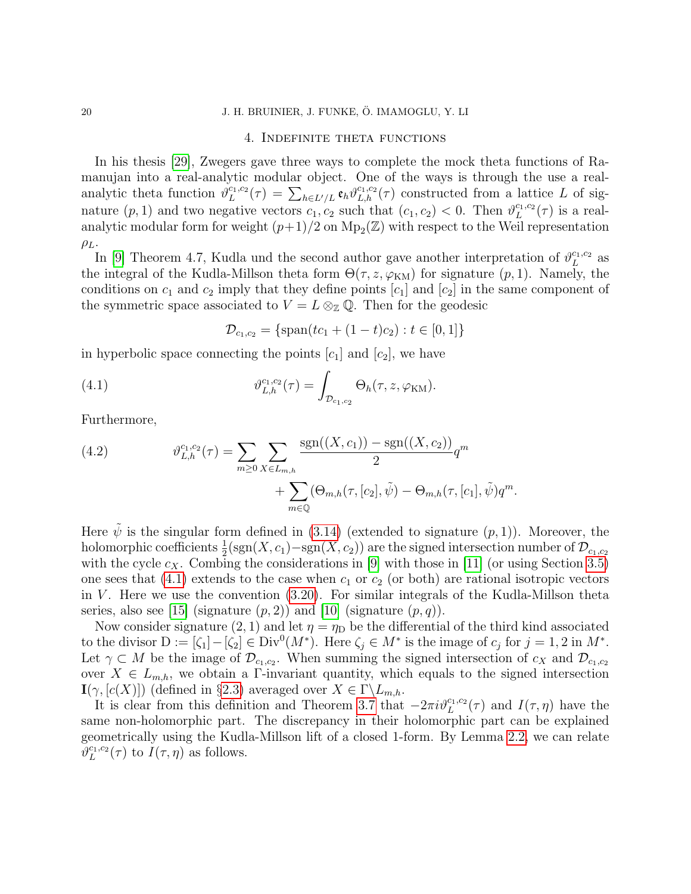## 4. Indefinite theta functions

In his thesis [29], Zwegers gave three ways to complete the mock theta functions of Ramanujan into a real-analytic modular object. One of the ways is through the use a real-analytic theta function $\vartheta_L^{c_1,c_2}(\tau) = \sum_{h \in L'/L} \mathfrak{e}_h \vartheta_{L,h}^{c_1,c_2}(\tau)$ constructed from a lattice $L$ of signature $(p, 1)$ and two negative vectors $c_1, c_2$ such that $(c_1, c_2) < 0$. Then $\vartheta_L^{c_1,c_2}(\tau)$ is a real-analytic modular form for weight $(p+1)/2$ on $\mathrm{Mp}_2(\mathbb{Z})$ with respect to the Weil representation $\rho_L$.

In [9] Theorem 4.7, Kudla und the second author gave another interpretation of $\vartheta_L^{c_1,c_2}$ as the integral of the Kudla-Millson theta form $\Theta(\tau, z, \varphi_{\mathrm{KM}})$ for signature $(p, 1)$. Namely, the conditions on $c_1$ and $c_2$ imply that they define points $[c_1]$ and $[c_2]$ in the same component of the symmetric space associated to $V = L \otimes_{\mathbb{Z}} \mathbb{Q}$. Then for the geodesic

$$\mathcal{D}_{c_1,c_2} = \{\mathrm{span}(tc_1 + (1-t)c_2) : t \in [0, 1]\}$$

in hyperbolic space connecting the points $[c_1]$ and $[c_2]$, we have

$$\vartheta_{L,h}^{c_1,c_2}(\tau) = \int_{\mathcal{D}_{c_1,c_2}} \Theta_h(\tau, z, \varphi_{\mathrm{KM}}). \tag{4.1}$$

Furthermore,

$$\begin{aligned}\vartheta_{L,h}^{c_1,c_2}(\tau) = \sum_{m \geq 0} \sum_{X \in L_{m,h}} &\frac{\mathrm{sgn}((X, c_1)) - \mathrm{sgn}((X, c_2))}{2} q^m \\ &+ \sum_{m \in \mathbb{Q}} (\Theta_{m,h}(\tau, [c_2], \tilde{\psi}) - \Theta_{m,h}(\tau, [c_1], \tilde{\psi}) q^m.\end{aligned} \tag{4.2}$$

Here $\tilde{\psi}$ is the singular form defined in (3.14) (extended to signature $(p, 1)$). Moreover, the holomorphic coefficients $\frac{1}{2}(\mathrm{sgn}(X, c_1) - \mathrm{sgn}(X, c_2))$ are the signed intersection number of $\mathcal{D}_{c_1,c_2}$ with the cycle $c_X$. Combing the considerations in [9] with those in [11] (or using Section 3.5) one sees that (4.1) extends to the case when $c_1$ or $c_2$ (or both) are rational isotropic vectors in $V$. Here we use the convention (3.20). For similar integrals of the Kudla-Millson theta series, also see [15] (signature $(p, 2)$) and [10] (signature $(p, q)$).

Now consider signature $(2, 1)$ and let $\eta = \eta_{\mathrm{D}}$ be the differential of the third kind associated to the divisor $\mathrm{D} := [\zeta_1] - [\zeta_2] \in \mathrm{Div}^0(M^*)$. Here $\zeta_j \in M^*$ is the image of $c_j$ for $j = 1, 2$ in $M^*$. Let $\gamma \subset M$ be the image of $\mathcal{D}_{c_1,c_2}$. When summing the signed intersection of $c_X$ and $\mathcal{D}_{c_1,c_2}$ over $X \in L_{m,h}$, we obtain a $\Gamma$-invariant quantity, which equals to the signed intersection $\mathbf{I}(\gamma, [c(X)])$ (defined in §2.3) averaged over $X \in \Gamma \backslash L_{m,h}$.

It is clear from this definition and Theorem 3.7 that $-2\pi i \vartheta_L^{c_1,c_2}(\tau)$ and $I(\tau, \eta)$ have the same non-holomorphic part. The discrepancy in their holomorphic part can be explained geometrically using the Kudla-Millson lift of a closed 1-form. By Lemma 2.2, we can relate $\vartheta_L^{c_1,c_2}(\tau)$ to $I(\tau, \eta)$ as follows.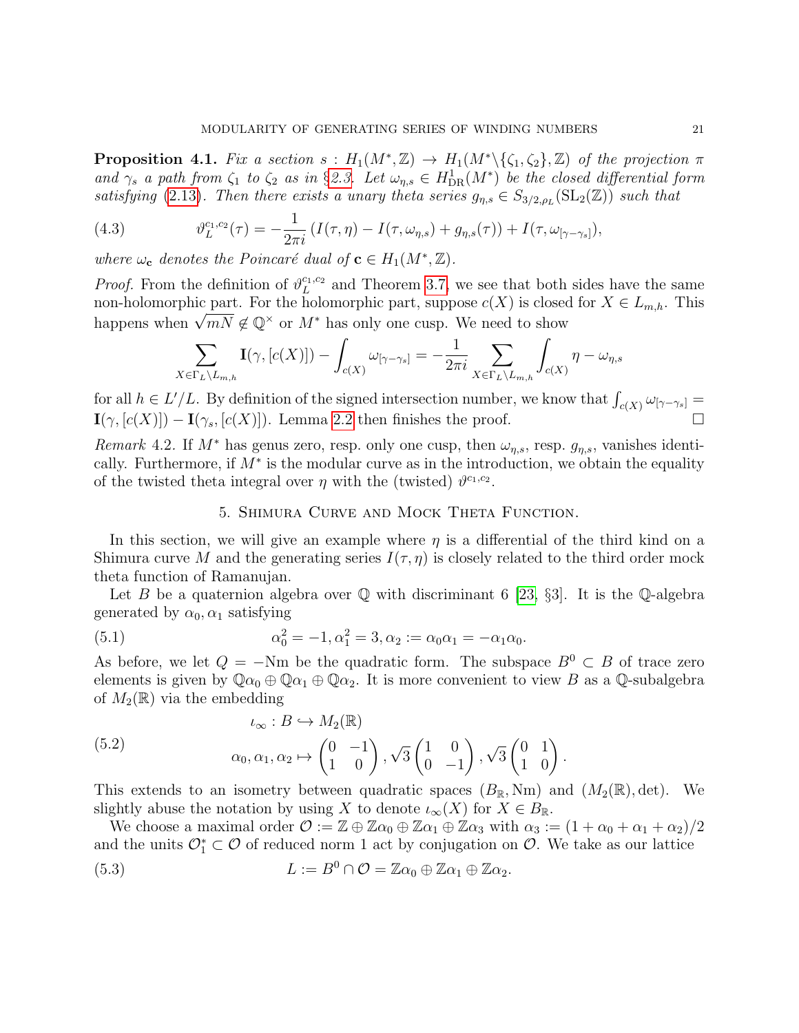**Proposition 4.1.** *Fix a section $s : H_1(M^*, \mathbb{Z}) \to H_1(M^* \backslash \{\zeta_1, \zeta_2\}, \mathbb{Z})$ of the projection $\pi$ and $\gamma_s$ a path from $\zeta_1$ to $\zeta_2$ as in §2.3. Let $\omega_{\eta,s} \in H^1_{\mathrm{DR}}(M^*)$ be the closed differential form satisfying (2.13). Then there exists a unary theta series $g_{\eta,s} \in S_{3/2,\rho_L}(\mathrm{SL}_2(\mathbb{Z}))$ such that*

$$\vartheta_L^{c_1,c_2}(\tau) = -\frac{1}{2\pi i}\left(I(\tau, \eta) - I(\tau, \omega_{\eta,s}) + g_{\eta,s}(\tau)\right) + I(\tau, \omega_{[\gamma - \gamma_s]}), \tag{4.3}$$

*where $\omega_{\mathbf{c}}$ denotes the Poincaré dual of $\mathbf{c} \in H_1(M^*, \mathbb{Z})$.*

*Proof.* From the definition of $\vartheta_L^{c_1,c_2}$ and Theorem 3.7, we see that both sides have the same non-holomorphic part. For the holomorphic part, suppose $c(X)$ is closed for $X \in L_{m,h}$. This happens when $\sqrt{mN} \notin \mathbb{Q}^\times$ or $M^*$ has only one cusp. We need to show

$$\sum_{X \in \Gamma_L \backslash L_{m,h}} \mathbf{I}(\gamma, [c(X)]) - \int_{c(X)} \omega_{[\gamma-\gamma_s]} = -\frac{1}{2\pi i} \sum_{X \in \Gamma_L \backslash L_{m,h}} \int_{c(X)} \eta - \omega_{\eta,s}$$

for all $h \in L'/L$. By definition of the signed intersection number, we know that $\int_{c(X)} \omega_{[\gamma-\gamma_s]} = \mathbf{I}(\gamma, [c(X)]) - \mathbf{I}(\gamma_s, [c(X)])$. Lemma 2.2 then finishes the proof. $\square$

*Remark* 4.2. If $M^*$ has genus zero, resp. only one cusp, then $\omega_{\eta,s}$, resp. $g_{\eta,s}$, vanishes identically. Furthermore, if $M^*$ is the modular curve as in the introduction, we obtain the equality of the twisted theta integral over $\eta$ with the (twisted) $\vartheta^{c_1,c_2}$.

## 5. Shimura Curve and Mock Theta Function.

In this section, we will give an example where $\eta$ is a differential of the third kind on a Shimura curve $M$ and the generating series $I(\tau, \eta)$ is closely related to the third order mock theta function of Ramanujan.

Let $B$ be a quaternion algebra over $\mathbb{Q}$ with discriminant 6 [23, §3]. It is the $\mathbb{Q}$-algebra generated by $\alpha_0, \alpha_1$ satisfying

$$\alpha_0^2 = -1, \alpha_1^2 = 3, \alpha_2 := \alpha_0\alpha_1 = -\alpha_1\alpha_0. \tag{5.1}$$

As before, we let $Q = -\mathrm{Nm}$ be the quadratic form. The subspace $B^0 \subset B$ of trace zero elements is given by $\mathbb{Q}\alpha_0 \oplus \mathbb{Q}\alpha_1 \oplus \mathbb{Q}\alpha_2$. It is more convenient to view $B$ as a $\mathbb{Q}$-subalgebra of $M_2(\mathbb{R})$ via the embedding

$$\begin{aligned} &\iota_\infty : B \hookrightarrow M_2(\mathbb{R}) \\ &\alpha_0, \alpha_1, \alpha_2 \mapsto \begin{pmatrix} 0 & -1 \\ 1 & 0 \end{pmatrix}, \sqrt{3}\begin{pmatrix} 1 & 0 \\ 0 & -1 \end{pmatrix}, \sqrt{3}\begin{pmatrix} 0 & 1 \\ 1 & 0 \end{pmatrix}. \end{aligned} \tag{5.2}$$

This extends to an isometry between quadratic spaces $(B_\mathbb{R}, \mathrm{Nm})$ and $(M_2(\mathbb{R}), \det)$. We slightly abuse the notation by using $X$ to denote $\iota_\infty(X)$ for $X \in B_\mathbb{R}$.

We choose a maximal order $\mathcal{O} := \mathbb{Z} \oplus \mathbb{Z}\alpha_0 \oplus \mathbb{Z}\alpha_1 \oplus \mathbb{Z}\alpha_3$ with $\alpha_3 := (1 + \alpha_0 + \alpha_1 + \alpha_2)/2$ and the units $\mathcal{O}_1^* \subset \mathcal{O}$ of reduced norm 1 act by conjugation on $\mathcal{O}$. We take as our lattice

$$L := B^0 \cap \mathcal{O} = \mathbb{Z}\alpha_0 \oplus \mathbb{Z}\alpha_1 \oplus \mathbb{Z}\alpha_2. \tag{5.3}$$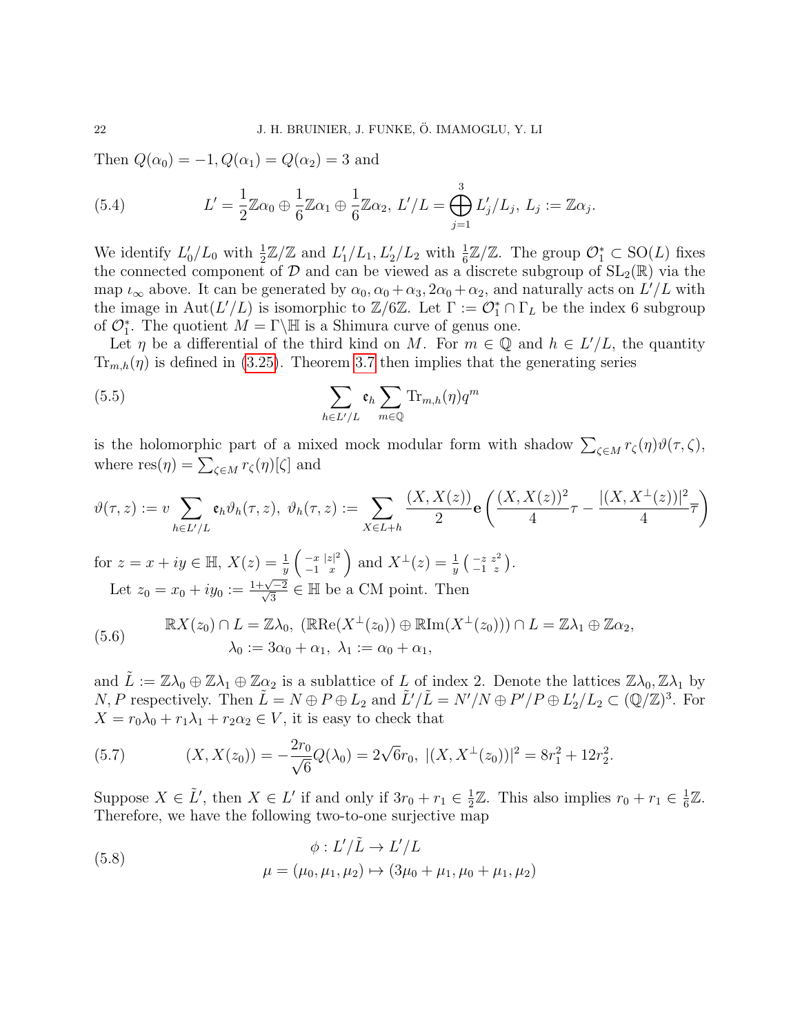Then $Q(\alpha_0) = -1, Q(\alpha_1) = Q(\alpha_2) = 3$ and

$$L' = \frac{1}{2}\mathbb{Z}\alpha_0 \oplus \frac{1}{6}\mathbb{Z}\alpha_1 \oplus \frac{1}{6}\mathbb{Z}\alpha_2,\ L'/L = \bigoplus_{j=1}^{3} L'_j/L_j,\ L_j := \mathbb{Z}\alpha_j. \tag{5.4}$$

We identify $L'_0/L_0$ with $\frac{1}{2}\mathbb{Z}/\mathbb{Z}$ and $L'_1/L_1, L'_2/L_2$ with $\frac{1}{6}\mathbb{Z}/\mathbb{Z}$. The group $\mathcal{O}_1^* \subset \mathrm{SO}(L)$ fixes the connected component of $\mathcal{D}$ and can be viewed as a discrete subgroup of $\mathrm{SL}_2(\mathbb{R})$ via the map $\iota_\infty$ above. It can be generated by $\alpha_0, \alpha_0 + \alpha_3, 2\alpha_0 + \alpha_2$, and naturally acts on $L'/L$ with the image in $\mathrm{Aut}(L'/L)$ is isomorphic to $\mathbb{Z}/6\mathbb{Z}$. Let $\Gamma := \mathcal{O}_1^* \cap \Gamma_L$ be the index 6 subgroup of $\mathcal{O}_1^*$. The quotient $M = \Gamma\backslash\mathbb{H}$ is a Shimura curve of genus one.

Let $\eta$ be a differential of the third kind on $M$. For $m \in \mathbb{Q}$ and $h \in L'/L$, the quantity $\mathrm{Tr}_{m,h}(\eta)$ is defined in (3.25). Theorem 3.7 then implies that the generating series

$$\sum_{h \in L'/L} \mathfrak{e}_h \sum_{m \in \mathbb{Q}} \mathrm{Tr}_{m,h}(\eta) q^m \tag{5.5}$$

is the holomorphic part of a mixed mock modular form with shadow $\sum_{\zeta \in M} r_\zeta(\eta)\vartheta(\tau, \zeta)$, where $\mathrm{res}(\eta) = \sum_{\zeta \in M} r_\zeta(\eta)[\zeta]$ and

$$\vartheta(\tau, z) := v \sum_{h \in L'/L} \mathfrak{e}_h \vartheta_h(\tau, z),\ \vartheta_h(\tau, z) := \sum_{X \in L+h} \frac{(X, X(z))}{2} \mathbf{e}\left(\frac{(X, X(z))^2}{4}\tau - \frac{|(X, X^\perp(z))|^2}{4}\overline{\tau}\right)$$

for $z = x + iy \in \mathbb{H}$, $X(z) = \frac{1}{y}\left(\begin{smallmatrix} -x & |z|^2 \\ -1 & x \end{smallmatrix}\right)$ and $X^\perp(z) = \frac{1}{y}\left(\begin{smallmatrix} -z & z^2 \\ -1 & z \end{smallmatrix}\right)$.

Let $z_0 = x_0 + iy_0 := \frac{1+\sqrt{-2}}{\sqrt{3}} \in \mathbb{H}$ be a CM point. Then

$$\begin{aligned} &\mathbb{R}X(z_0) \cap L = \mathbb{Z}\lambda_0,\ (\mathbb{R}\mathrm{Re}(X^\perp(z_0)) \oplus \mathbb{R}\mathrm{Im}(X^\perp(z_0))) \cap L = \mathbb{Z}\lambda_1 \oplus \mathbb{Z}\alpha_2, \\ &\lambda_0 := 3\alpha_0 + \alpha_1,\ \lambda_1 := \alpha_0 + \alpha_1, \end{aligned} \tag{5.6}$$

and $\tilde{L} := \mathbb{Z}\lambda_0 \oplus \mathbb{Z}\lambda_1 \oplus \mathbb{Z}\alpha_2$ is a sublattice of $L$ of index 2. Denote the lattices $\mathbb{Z}\lambda_0, \mathbb{Z}\lambda_1$ by $N, P$ respectively. Then $\tilde{L} = N \oplus P \oplus L_2$ and $\tilde{L}'/\tilde{L} = N'/N \oplus P'/P \oplus L'_2/L_2 \subset (\mathbb{Q}/\mathbb{Z})^3$. For $X = r_0\lambda_0 + r_1\lambda_1 + r_2\alpha_2 \in V$, it is easy to check that

$$(X, X(z_0)) = -\frac{2r_0}{\sqrt{6}} Q(\lambda_0) = 2\sqrt{6}r_0,\ |(X, X^\perp(z_0))|^2 = 8r_1^2 + 12r_2^2. \tag{5.7}$$

Suppose $X \in \tilde{L}'$, then $X \in L'$ if and only if $3r_0 + r_1 \in \frac{1}{2}\mathbb{Z}$. This also implies $r_0 + r_1 \in \frac{1}{6}\mathbb{Z}$. Therefore, we have the following two-to-one surjective map

$$\begin{aligned} \phi : L'/\tilde{L} &\to L'/L \\ \mu = (\mu_0, \mu_1, \mu_2) &\mapsto (3\mu_0 + \mu_1, \mu_0 + \mu_1, \mu_2) \end{aligned} \tag{5.8}$$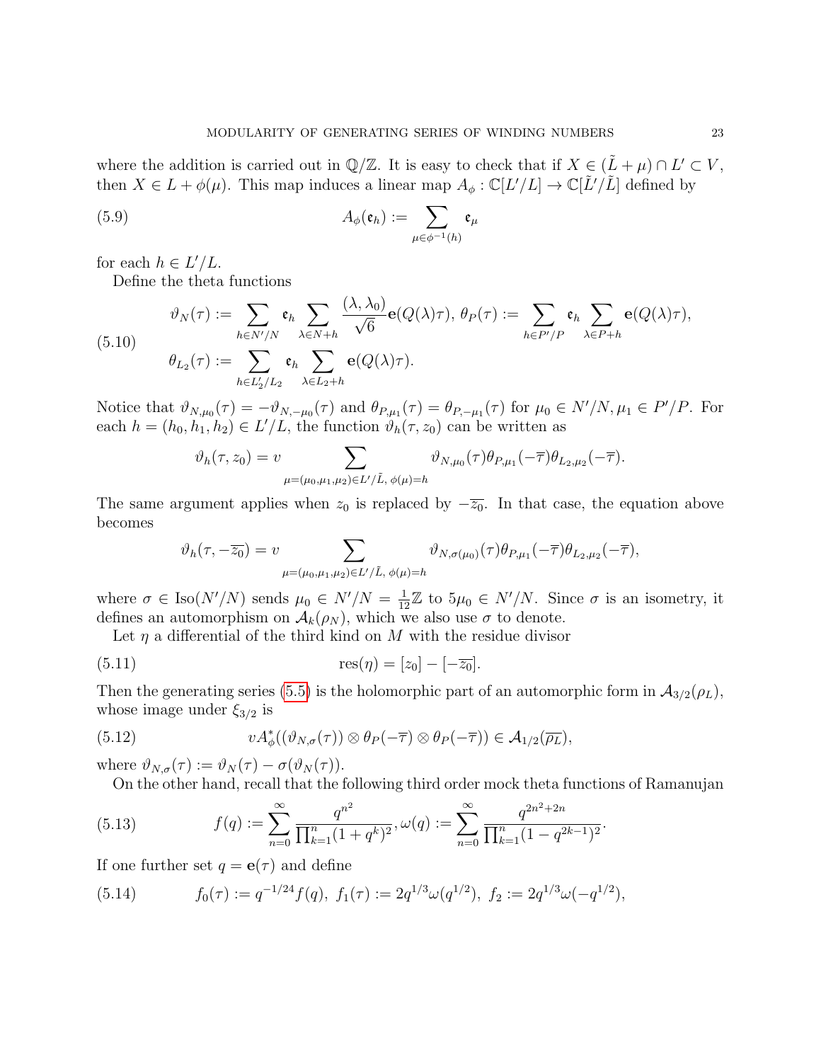where the addition is carried out in $\mathbb{Q}/\mathbb{Z}$. It is easy to check that if $X \in (\tilde{L} + \mu) \cap L' \subset V$, then $X \in L + \phi(\mu)$. This map induces a linear map $A_\phi : \mathbb{C}[L'/L] \to \mathbb{C}[\tilde{L}'/\tilde{L}]$ defined by

$$A_\phi(\mathfrak{e}_h) := \sum_{\mu \in \phi^{-1}(h)} \mathfrak{e}_\mu \tag{5.9}$$

for each $h \in L'/L$.

Define the theta functions

$$\begin{aligned} \vartheta_N(\tau) &:= \sum_{h \in N'/N} \mathfrak{e}_h \sum_{\lambda \in N+h} \frac{(\lambda, \lambda_0)}{\sqrt{6}} \mathbf{e}(Q(\lambda)\tau),\ \theta_P(\tau) := \sum_{h \in P'/P} \mathfrak{e}_h \sum_{\lambda \in P+h} \mathbf{e}(Q(\lambda)\tau), \\ \theta_{L_2}(\tau) &:= \sum_{h \in L_2'/L_2} \mathfrak{e}_h \sum_{\lambda \in L_2+h} \mathbf{e}(Q(\lambda)\tau). \end{aligned} \tag{5.10}$$

Notice that $\vartheta_{N,\mu_0}(\tau) = -\vartheta_{N,-\mu_0}(\tau)$ and $\theta_{P,\mu_1}(\tau) = \theta_{P,-\mu_1}(\tau)$ for $\mu_0 \in N'/N, \mu_1 \in P'/P$. For each $h = (h_0, h_1, h_2) \in L'/L$, the function $\vartheta_h(\tau, z_0)$ can be written as

$$\vartheta_h(\tau, z_0) = v \sum_{\mu = (\mu_0, \mu_1, \mu_2) \in L'/\tilde{L},\ \phi(\mu) = h} \vartheta_{N,\mu_0}(\tau) \theta_{P,\mu_1}(-\overline{\tau}) \theta_{L_2,\mu_2}(-\overline{\tau}).$$

The same argument applies when $z_0$ is replaced by $-\overline{z_0}$. In that case, the equation above becomes

$$\vartheta_h(\tau, -\overline{z_0}) = v \sum_{\mu = (\mu_0, \mu_1, \mu_2) \in L'/\tilde{L},\ \phi(\mu) = h} \vartheta_{N,\sigma(\mu_0)}(\tau) \theta_{P,\mu_1}(-\overline{\tau}) \theta_{L_2,\mu_2}(-\overline{\tau}),$$

where $\sigma \in \mathrm{Iso}(N'/N)$ sends $\mu_0 \in N'/N = \frac{1}{12}\mathbb{Z}$ to $5\mu_0 \in N'/N$. Since $\sigma$ is an isometry, it defines an automorphism on $\mathcal{A}_k(\rho_N)$, which we also use $\sigma$ to denote.

Let $\eta$ a differential of the third kind on $M$ with the residue divisor

$$\mathrm{res}(\eta) = [z_0] - [-\overline{z_0}]. \tag{5.11}$$

Then the generating series (5.5) is the holomorphic part of an automorphic form in $\mathcal{A}_{3/2}(\rho_L)$, whose image under $\xi_{3/2}$ is

$$v A_\phi^*((\vartheta_{N,\sigma}(\tau)) \otimes \theta_P(-\overline{\tau}) \otimes \theta_P(-\overline{\tau})) \in \mathcal{A}_{1/2}(\overline{\rho_L}), \tag{5.12}$$

where $\vartheta_{N,\sigma}(\tau) := \vartheta_N(\tau) - \sigma(\vartheta_N(\tau))$.

On the other hand, recall that the following third order mock theta functions of Ramanujan

$$f(q) := \sum_{n=0}^{\infty} \frac{q^{n^2}}{\prod_{k=1}^{n}(1+q^k)^2}, \omega(q) := \sum_{n=0}^{\infty} \frac{q^{2n^2+2n}}{\prod_{k=1}^{n}(1-q^{2k-1})^2}. \tag{5.13}$$

If one further set $q = \mathbf{e}(\tau)$ and define

$$f_0(\tau) := q^{-1/24} f(q),\ f_1(\tau) := 2q^{1/3}\omega(q^{1/2}),\ f_2 := 2q^{1/3}\omega(-q^{1/2}), \tag{5.14}$$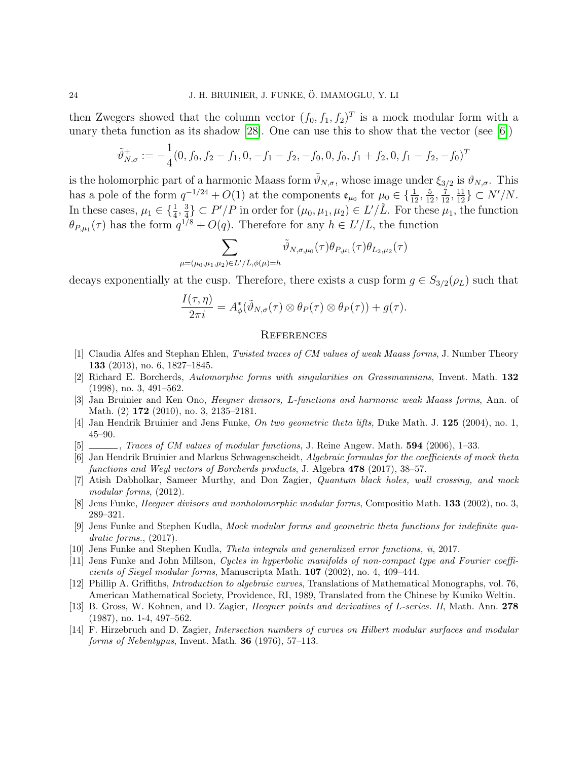then Zwegers showed that the column vector $(f_0, f_1, f_2)^T$ is a mock modular form with a unary theta function as its shadow [28]. One can use this to show that the vector (see [6])

$$\tilde{\vartheta}^+_{N,\sigma} := -\frac{1}{4}(0, f_0, f_2 - f_1, 0, -f_1 - f_2, -f_0, 0, f_0, f_1 + f_2, 0, f_1 - f_2, -f_0)^T$$

is the holomorphic part of a harmonic Maass form $\tilde{\vartheta}_{N,\sigma}$, whose image under $\xi_{3/2}$ is $\vartheta_{N,\sigma}$. This has a pole of the form $q^{-1/24} + O(1)$ at the components $\mathfrak{e}_{\mu_0}$ for $\mu_0 \in \{\frac{1}{12}, \frac{5}{12}, \frac{7}{12}, \frac{11}{12}\} \subset N'/N$. In these cases, $\mu_1 \in \{\frac{1}{4}, \frac{3}{4}\} \subset P'/P$ in order for $(\mu_0, \mu_1, \mu_2) \in L'/\tilde{L}$. For these $\mu_1$, the function $\theta_{P,\mu_1}(\tau)$ has the form $q^{1/8} + O(q)$. Therefore for any $h \in L'/L$, the function

$$\sum_{\mu=(\mu_0,\mu_1,\mu_2)\in L'/\tilde{L}, \phi(\mu)=h} \tilde{\vartheta}_{N,\sigma,\mu_0}(\tau)\theta_{P,\mu_1}(\tau)\theta_{L_2,\mu_2}(\tau)$$

decays exponentially at the cusp. Therefore, there exists a cusp form $g \in S_{3/2}(\rho_L)$ such that

$$\frac{I(\tau, \eta)}{2\pi i} = A^*_\phi(\tilde{\vartheta}_{N,\sigma}(\tau) \otimes \theta_P(\tau) \otimes \theta_P(\tau)) + g(\tau).$$

## References

[1] Claudia Alfes and Stephan Ehlen, *Twisted traces of CM values of weak Maass forms*, J. Number Theory **133** (2013), no. 6, 1827–1845.

[2] Richard E. Borcherds, *Automorphic forms with singularities on Grassmannians*, Invent. Math. **132** (1998), no. 3, 491–562.

[3] Jan Bruinier and Ken Ono, *Heegner divisors, L-functions and harmonic weak Maass forms*, Ann. of Math. (2) **172** (2010), no. 3, 2135–2181.

[4] Jan Hendrik Bruinier and Jens Funke, *On two geometric theta lifts*, Duke Math. J. **125** (2004), no. 1, 45–90.

[5] ______, *Traces of CM values of modular functions*, J. Reine Angew. Math. **594** (2006), 1–33.

[6] Jan Hendrik Bruinier and Markus Schwagenscheidt, *Algebraic formulas for the coefficients of mock theta functions and Weyl vectors of Borcherds products*, J. Algebra **478** (2017), 38–57.

[7] Atish Dabholkar, Sameer Murthy, and Don Zagier, *Quantum black holes, wall crossing, and mock modular forms*, (2012).

[8] Jens Funke, *Heegner divisors and nonholomorphic modular forms*, Compositio Math. **133** (2002), no. 3, 289–321.

[9] Jens Funke and Stephen Kudla, *Mock modular forms and geometric theta functions for indefinite quadratic forms.*, (2017).

[10] Jens Funke and Stephen Kudla, *Theta integrals and generalized error functions, ii*, 2017.

[11] Jens Funke and John Millson, *Cycles in hyperbolic manifolds of non-compact type and Fourier coefficients of Siegel modular forms*, Manuscripta Math. **107** (2002), no. 4, 409–444.

[12] Phillip A. Griffiths, *Introduction to algebraic curves*, Translations of Mathematical Monographs, vol. 76, American Mathematical Society, Providence, RI, 1989, Translated from the Chinese by Kuniko Weltin.

[13] B. Gross, W. Kohnen, and D. Zagier, *Heegner points and derivatives of L-series. II*, Math. Ann. **278** (1987), no. 1-4, 497–562.

[14] F. Hirzebruch and D. Zagier, *Intersection numbers of curves on Hilbert modular surfaces and modular forms of Nebentypus*, Invent. Math. **36** (1976), 57–113.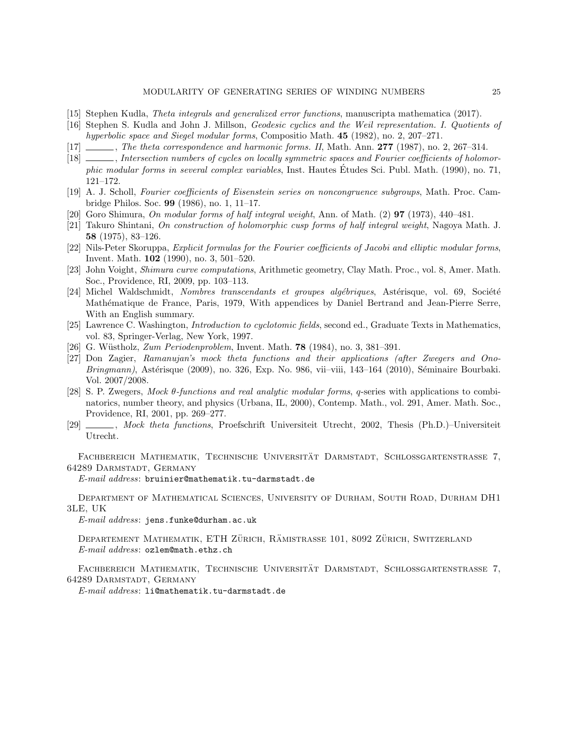[15] Stephen Kudla, *Theta integrals and generalized error functions*, manuscripta mathematica (2017).

[16] Stephen S. Kudla and John J. Millson, *Geodesic cyclics and the Weil representation. I. Quotients of hyperbolic space and Siegel modular forms*, Compositio Math. **45** (1982), no. 2, 207–271.

[17] ______, *The theta correspondence and harmonic forms. II*, Math. Ann. **277** (1987), no. 2, 267–314.

[18] ______, *Intersection numbers of cycles on locally symmetric spaces and Fourier coefficients of holomorphic modular forms in several complex variables*, Inst. Hautes Études Sci. Publ. Math. (1990), no. 71, 121–172.

[19] A. J. Scholl, *Fourier coefficients of Eisenstein series on noncongruence subgroups*, Math. Proc. Cambridge Philos. Soc. **99** (1986), no. 1, 11–17.

[20] Goro Shimura, *On modular forms of half integral weight*, Ann. of Math. (2) **97** (1973), 440–481.

[21] Takuro Shintani, *On construction of holomorphic cusp forms of half integral weight*, Nagoya Math. J. **58** (1975), 83–126.

[22] Nils-Peter Skoruppa, *Explicit formulas for the Fourier coefficients of Jacobi and elliptic modular forms*, Invent. Math. **102** (1990), no. 3, 501–520.

[23] John Voight, *Shimura curve computations*, Arithmetic geometry, Clay Math. Proc., vol. 8, Amer. Math. Soc., Providence, RI, 2009, pp. 103–113.

[24] Michel Waldschmidt, *Nombres transcendants et groupes algébriques*, Astérisque, vol. 69, Société Mathématique de France, Paris, 1979, With appendices by Daniel Bertrand and Jean-Pierre Serre, With an English summary.

[25] Lawrence C. Washington, *Introduction to cyclotomic fields*, second ed., Graduate Texts in Mathematics, vol. 83, Springer-Verlag, New York, 1997.

[26] G. Wüstholz, *Zum Periodenproblem*, Invent. Math. **78** (1984), no. 3, 381–391.

[27] Don Zagier, *Ramanujan's mock theta functions and their applications (after Zwegers and Ono-Bringmann)*, Astérisque (2009), no. 326, Exp. No. 986, vii–viii, 143–164 (2010), Séminaire Bourbaki. Vol. 2007/2008.

[28] S. P. Zwegers, *Mock $\theta$-functions and real analytic modular forms*, $q$-series with applications to combinatorics, number theory, and physics (Urbana, IL, 2000), Contemp. Math., vol. 291, Amer. Math. Soc., Providence, RI, 2001, pp. 269–277.

[29] ______, *Mock theta functions*, Proefschrift Universiteit Utrecht, 2002, Thesis (Ph.D.)–Universiteit Utrecht.

Fachbereich Mathematik, Technische Universität Darmstadt, Schlossgartenstrasse 7, 64289 Darmstadt, Germany

*E-mail address*: bruinier@mathematik.tu-darmstadt.de

Department of Mathematical Sciences, University of Durham, South Road, Durham DH1 3LE, UK

*E-mail address*: jens.funke@durham.ac.uk

Departement Mathematik, ETH Zürich, Rämistrasse 101, 8092 Zürich, Switzerland

*E-mail address*: ozlem@math.ethz.ch

Fachbereich Mathematik, Technische Universität Darmstadt, Schlossgartenstrasse 7, 64289 Darmstadt, Germany

*E-mail address*: li@mathematik.tu-darmstadt.de